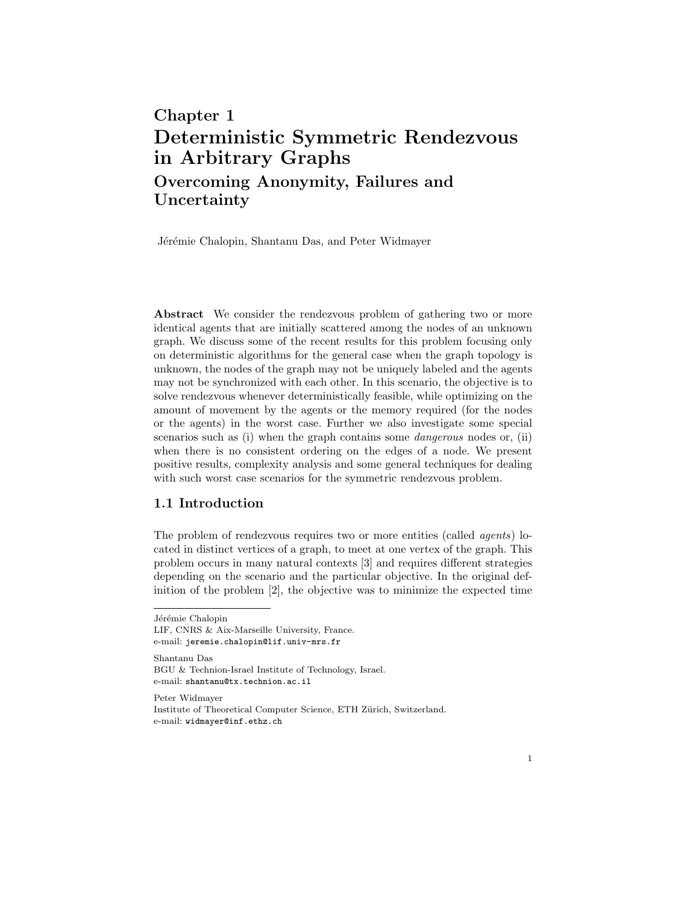# Chapter 1

# Deterministic Symmetric Rendezvous in Arbitrary Graphs

## Overcoming Anonymity, Failures and Uncertainty

Jérémie Chalopin, Shantanu Das, and Peter Widmayer

**Abstract** We consider the rendezvous problem of gathering two or more identical agents that are initially scattered among the nodes of an unknown graph. We discuss some of the recent results for this problem focusing only on deterministic algorithms for the general case when the graph topology is unknown, the nodes of the graph may not be uniquely labeled and the agents may not be synchronized with each other. In this scenario, the objective is to solve rendezvous whenever deterministically feasible, while optimizing on the amount of movement by the agents or the memory required (for the nodes or the agents) in the worst case. Further we also investigate some special scenarios such as (i) when the graph contains some *dangerous* nodes or, (ii) when there is no consistent ordering on the edges of a node. We present positive results, complexity analysis and some general techniques for dealing with such worst case scenarios for the symmetric rendezvous problem.

## 1.1 Introduction

The problem of rendezvous requires two or more entities (called *agents*) located in distinct vertices of a graph, to meet at one vertex of the graph. This problem occurs in many natural contexts [3] and requires different strategies depending on the scenario and the particular objective. In the original definition of the problem [2], the objective was to minimize the expected time

---

Jérémie Chalopin
LIF, CNRS & Aix-Marseille University, France.
e-mail: jeremie.chalopin@lif.univ-mrs.fr

Shantanu Das
BGU & Technion-Israel Institute of Technology, Israel.
e-mail: shantanu@tx.technion.ac.il

Peter Widmayer
Institute of Theoretical Computer Science, ETH Zürich, Switzerland.
e-mail: widmayer@inf.ethz.ch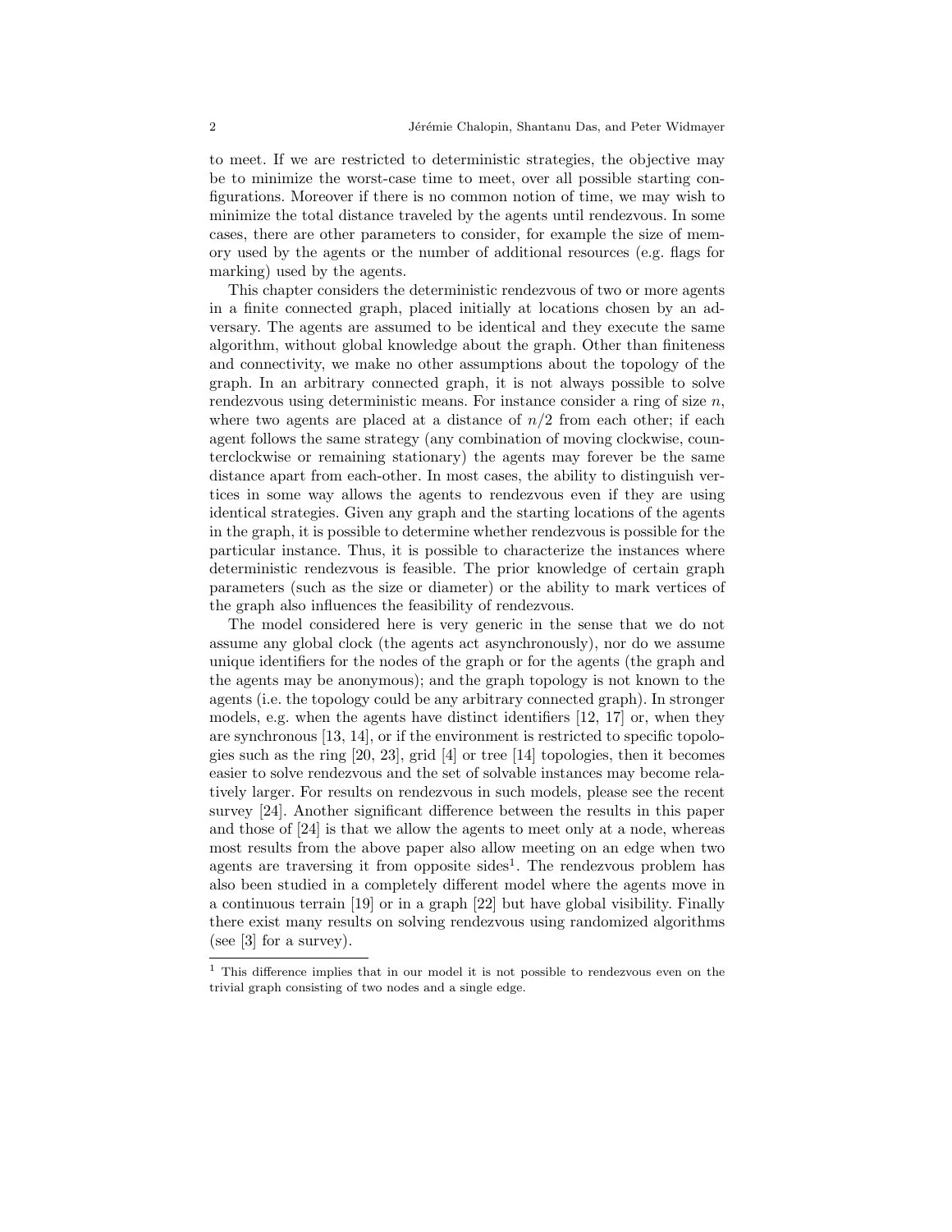to meet. If we are restricted to deterministic strategies, the objective may be to minimize the worst-case time to meet, over all possible starting configurations. Moreover if there is no common notion of time, we may wish to minimize the total distance traveled by the agents until rendezvous. In some cases, there are other parameters to consider, for example the size of memory used by the agents or the number of additional resources (e.g. flags for marking) used by the agents.

This chapter considers the deterministic rendezvous of two or more agents in a finite connected graph, placed initially at locations chosen by an adversary. The agents are assumed to be identical and they execute the same algorithm, without global knowledge about the graph. Other than finiteness and connectivity, we make no other assumptions about the topology of the graph. In an arbitrary connected graph, it is not always possible to solve rendezvous using deterministic means. For instance consider a ring of size $n$, where two agents are placed at a distance of $n/2$ from each other; if each agent follows the same strategy (any combination of moving clockwise, counterclockwise or remaining stationary) the agents may forever be the same distance apart from each-other. In most cases, the ability to distinguish vertices in some way allows the agents to rendezvous even if they are using identical strategies. Given any graph and the starting locations of the agents in the graph, it is possible to determine whether rendezvous is possible for the particular instance. Thus, it is possible to characterize the instances where deterministic rendezvous is feasible. The prior knowledge of certain graph parameters (such as the size or diameter) or the ability to mark vertices of the graph also influences the feasibility of rendezvous.

The model considered here is very generic in the sense that we do not assume any global clock (the agents act asynchronously), nor do we assume unique identifiers for the nodes of the graph or for the agents (the graph and the agents may be anonymous); and the graph topology is not known to the agents (i.e. the topology could be any arbitrary connected graph). In stronger models, e.g. when the agents have distinct identifiers [12, 17] or, when they are synchronous [13, 14], or if the environment is restricted to specific topologies such as the ring [20, 23], grid [4] or tree [14] topologies, then it becomes easier to solve rendezvous and the set of solvable instances may become relatively larger. For results on rendezvous in such models, please see the recent survey [24]. Another significant difference between the results in this paper and those of [24] is that we allow the agents to meet only at a node, whereas most results from the above paper also allow meeting on an edge when two agents are traversing it from opposite sides[1]. The rendezvous problem has also been studied in a completely different model where the agents move in a continuous terrain [19] or in a graph [22] but have global visibility. Finally there exist many results on solving rendezvous using randomized algorithms (see [3] for a survey).

[1] This difference implies that in our model it is not possible to rendezvous even on the trivial graph consisting of two nodes and a single edge.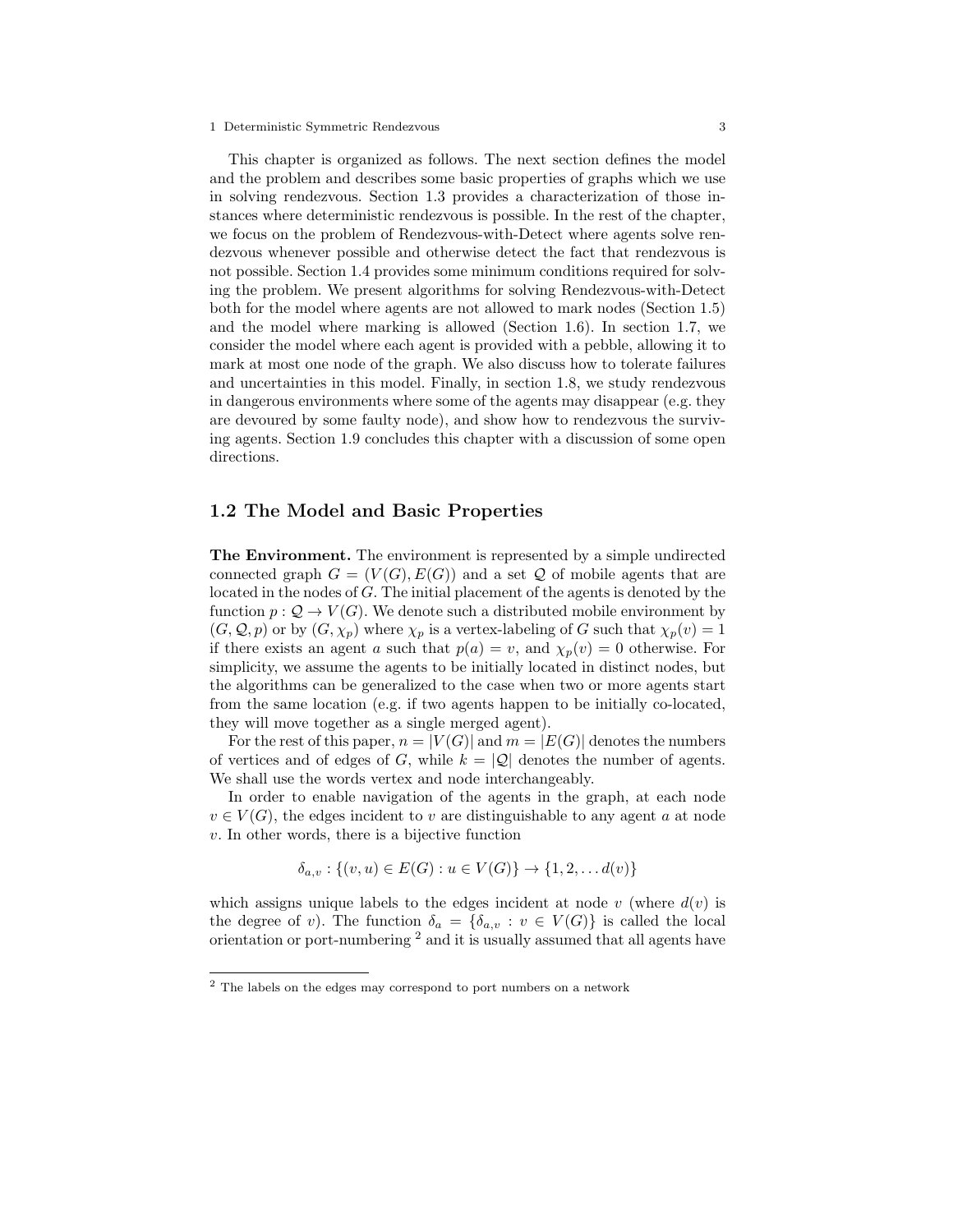This chapter is organized as follows. The next section defines the model and the problem and describes some basic properties of graphs which we use in solving rendezvous. Section 1.3 provides a characterization of those instances where deterministic rendezvous is possible. In the rest of the chapter, we focus on the problem of Rendezvous-with-Detect where agents solve rendezvous whenever possible and otherwise detect the fact that rendezvous is not possible. Section 1.4 provides some minimum conditions required for solving the problem. We present algorithms for solving Rendezvous-with-Detect both for the model where agents are not allowed to mark nodes (Section 1.5) and the model where marking is allowed (Section 1.6). In section 1.7, we consider the model where each agent is provided with a pebble, allowing it to mark at most one node of the graph. We also discuss how to tolerate failures and uncertainties in this model. Finally, in section 1.8, we study rendezvous in dangerous environments where some of the agents may disappear (e.g. they are devoured by some faulty node), and show how to rendezvous the surviving agents. Section 1.9 concludes this chapter with a discussion of some open directions.

## 1.2 The Model and Basic Properties

**The Environment.** The environment is represented by a simple undirected connected graph $G = (V(G), E(G))$ and a set $\mathcal{Q}$ of mobile agents that are located in the nodes of $G$. The initial placement of the agents is denoted by the function $p : \mathcal{Q} \to V(G)$. We denote such a distributed mobile environment by $(G, \mathcal{Q}, p)$ or by $(G, \chi_p)$ where $\chi_p$ is a vertex-labeling of $G$ such that $\chi_p(v) = 1$ if there exists an agent $a$ such that $p(a) = v$, and $\chi_p(v) = 0$ otherwise. For simplicity, we assume the agents to be initially located in distinct nodes, but the algorithms can be generalized to the case when two or more agents start from the same location (e.g. if two agents happen to be initially co-located, they will move together as a single merged agent).

For the rest of this paper, $n = |V(G)|$ and $m = |E(G)|$ denotes the numbers of vertices and of edges of $G$, while $k = |\mathcal{Q}|$ denotes the number of agents. We shall use the words vertex and node interchangeably.

In order to enable navigation of the agents in the graph, at each node $v \in V(G)$, the edges incident to $v$ are distinguishable to any agent $a$ at node $v$. In other words, there is a bijective function

$$\delta_{a,v} : \{(v, u) \in E(G) : u \in V(G)\} \to \{1, 2, \ldots d(v)\}$$

which assigns unique labels to the edges incident at node $v$ (where $d(v)$ is the degree of $v$). The function $\delta_a = \{\delta_{a,v} : v \in V(G)\}$ is called the local orientation or port-numbering [2] and it is usually assumed that all agents have

[2] The labels on the edges may correspond to port numbers on a network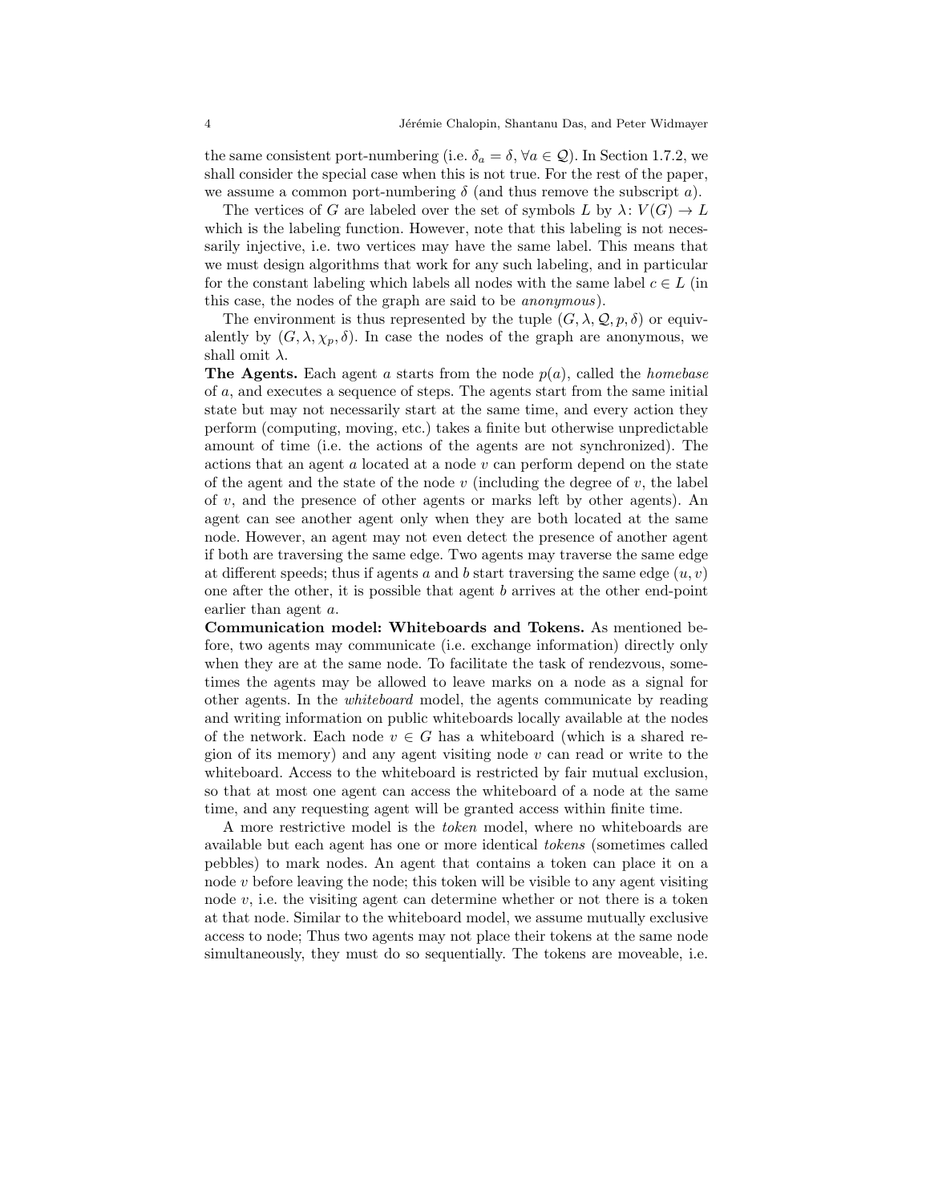the same consistent port-numbering (i.e. $\delta_a = \delta, \forall a \in \mathcal{Q}$). In Section 1.7.2, we shall consider the special case when this is not true. For the rest of the paper, we assume a common port-numbering $\delta$ (and thus remove the subscript $a$).

The vertices of $G$ are labeled over the set of symbols $L$ by $\lambda \colon V(G) \to L$ which is the labeling function. However, note that this labeling is not necessarily injective, i.e. two vertices may have the same label. This means that we must design algorithms that work for any such labeling, and in particular for the constant labeling which labels all nodes with the same label $c \in L$ (in this case, the nodes of the graph are said to be *anonymous*).

The environment is thus represented by the tuple $(G, \lambda, \mathcal{Q}, p, \delta)$ or equivalently by $(G, \lambda, \chi_p, \delta)$. In case the nodes of the graph are anonymous, we shall omit $\lambda$.

**The Agents.** Each agent $a$ starts from the node $p(a)$, called the *homebase* of $a$, and executes a sequence of steps. The agents start from the same initial state but may not necessarily start at the same time, and every action they perform (computing, moving, etc.) takes a finite but otherwise unpredictable amount of time (i.e. the actions of the agents are not synchronized). The actions that an agent $a$ located at a node $v$ can perform depend on the state of the agent and the state of the node $v$ (including the degree of $v$, the label of $v$, and the presence of other agents or marks left by other agents). An agent can see another agent only when they are both located at the same node. However, an agent may not even detect the presence of another agent if both are traversing the same edge. Two agents may traverse the same edge at different speeds; thus if agents $a$ and $b$ start traversing the same edge $(u, v)$ one after the other, it is possible that agent $b$ arrives at the other end-point earlier than agent $a$.

**Communication model: Whiteboards and Tokens.** As mentioned before, two agents may communicate (i.e. exchange information) directly only when they are at the same node. To facilitate the task of rendezvous, sometimes the agents may be allowed to leave marks on a node as a signal for other agents. In the *whiteboard* model, the agents communicate by reading and writing information on public whiteboards locally available at the nodes of the network. Each node $v \in G$ has a whiteboard (which is a shared region of its memory) and any agent visiting node $v$ can read or write to the whiteboard. Access to the whiteboard is restricted by fair mutual exclusion, so that at most one agent can access the whiteboard of a node at the same time, and any requesting agent will be granted access within finite time.

A more restrictive model is the *token* model, where no whiteboards are available but each agent has one or more identical *tokens* (sometimes called pebbles) to mark nodes. An agent that contains a token can place it on a node $v$ before leaving the node; this token will be visible to any agent visiting node $v$, i.e. the visiting agent can determine whether or not there is a token at that node. Similar to the whiteboard model, we assume mutually exclusive access to node; Thus two agents may not place their tokens at the same node simultaneously, they must do so sequentially. The tokens are moveable, i.e.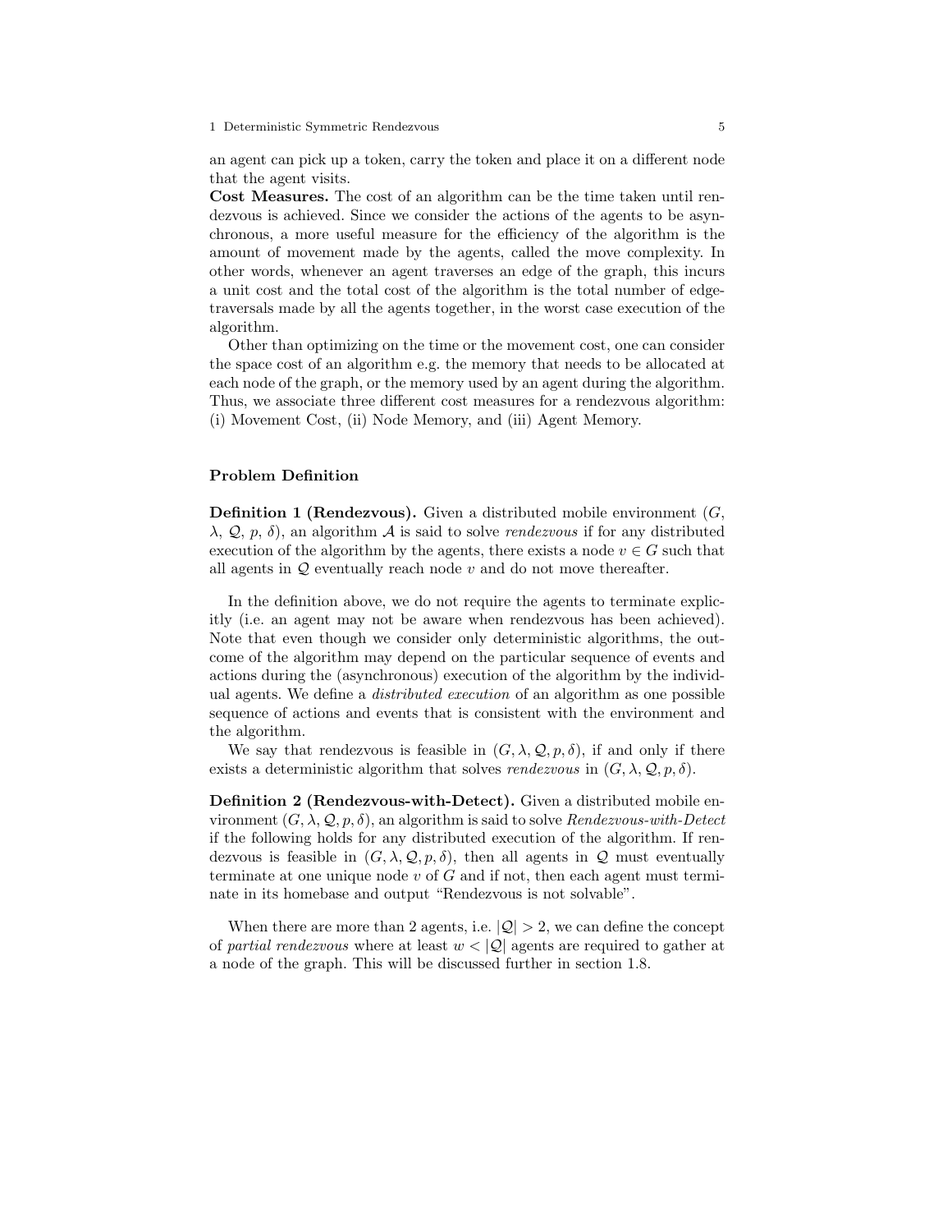an agent can pick up a token, carry the token and place it on a different node that the agent visits.

**Cost Measures.** The cost of an algorithm can be the time taken until rendezvous is achieved. Since we consider the actions of the agents to be asynchronous, a more useful measure for the efficiency of the algorithm is the amount of movement made by the agents, called the move complexity. In other words, whenever an agent traverses an edge of the graph, this incurs a unit cost and the total cost of the algorithm is the total number of edge-traversals made by all the agents together, in the worst case execution of the algorithm.

Other than optimizing on the time or the movement cost, one can consider the space cost of an algorithm e.g. the memory that needs to be allocated at each node of the graph, or the memory used by an agent during the algorithm. Thus, we associate three different cost measures for a rendezvous algorithm: (i) Movement Cost, (ii) Node Memory, and (iii) Agent Memory.

### Problem Definition

**Definition 1 (Rendezvous).** Given a distributed mobile environment ($G$, $\lambda$, $\mathcal{Q}$, $p$, $\delta$), an algorithm $\mathcal{A}$ is said to solve *rendezvous* if for any distributed execution of the algorithm by the agents, there exists a node $v \in G$ such that all agents in $\mathcal{Q}$ eventually reach node $v$ and do not move thereafter.

In the definition above, we do not require the agents to terminate explicitly (i.e. an agent may not be aware when rendezvous has been achieved). Note that even though we consider only deterministic algorithms, the outcome of the algorithm may depend on the particular sequence of events and actions during the (asynchronous) execution of the algorithm by the individual agents. We define a *distributed execution* of an algorithm as one possible sequence of actions and events that is consistent with the environment and the algorithm.

We say that rendezvous is feasible in $(G, \lambda, \mathcal{Q}, p, \delta)$, if and only if there exists a deterministic algorithm that solves *rendezvous* in $(G, \lambda, \mathcal{Q}, p, \delta)$.

**Definition 2 (Rendezvous-with-Detect).** Given a distributed mobile environment $(G, \lambda, \mathcal{Q}, p, \delta)$, an algorithm is said to solve *Rendezvous-with-Detect* if the following holds for any distributed execution of the algorithm. If rendezvous is feasible in $(G, \lambda, \mathcal{Q}, p, \delta)$, then all agents in $\mathcal{Q}$ must eventually terminate at one unique node $v$ of $G$ and if not, then each agent must terminate in its homebase and output "Rendezvous is not solvable".

When there are more than 2 agents, i.e. $|\mathcal{Q}| > 2$, we can define the concept of *partial rendezvous* where at least $w < |\mathcal{Q}|$ agents are required to gather at a node of the graph. This will be discussed further in section 1.8.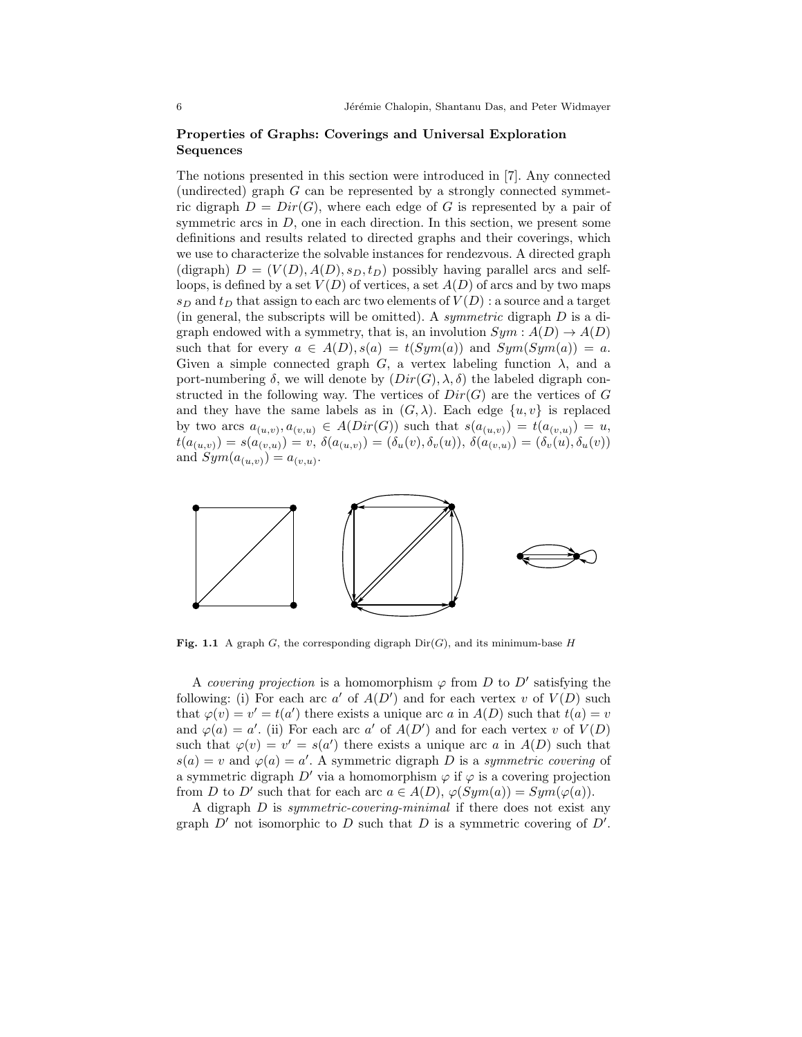## Properties of Graphs: Coverings and Universal Exploration Sequences

The notions presented in this section were introduced in [7]. Any connected (undirected) graph $G$ can be represented by a strongly connected symmetric digraph $D = Dir(G)$, where each edge of $G$ is represented by a pair of symmetric arcs in $D$, one in each direction. In this section, we present some definitions and results related to directed graphs and their coverings, which we use to characterize the solvable instances for rendezvous. A directed graph (digraph) $D = (V(D), A(D), s_D, t_D)$ possibly having parallel arcs and self-loops, is defined by a set $V(D)$ of vertices, a set $A(D)$ of arcs and by two maps $s_D$ and $t_D$ that assign to each arc two elements of $V(D)$ : a source and a target (in general, the subscripts will be omitted). A *symmetric* digraph $D$ is a digraph endowed with a symmetry, that is, an involution $Sym : A(D) \to A(D)$ such that for every $a \in A(D), s(a) = t(Sym(a))$ and $Sym(Sym(a)) = a$. Given a simple connected graph $G$, a vertex labeling function $\lambda$, and a port-numbering $\delta$, we will denote by $(Dir(G), \lambda, \delta)$ the labeled digraph constructed in the following way. The vertices of $Dir(G)$ are the vertices of $G$ and they have the same labels as in $(G, \lambda)$. Each edge $\{u, v\}$ is replaced by two arcs $a_{(u,v)}, a_{(v,u)} \in A(Dir(G))$ such that $s(a_{(u,v)}) = t(a_{(v,u)}) = u$, $t(a_{(u,v)}) = s(a_{(v,u)}) = v$, $\delta(a_{(u,v)}) = (\delta_u(v), \delta_v(u))$, $\delta(a_{(v,u)}) = (\delta_v(u), \delta_u(v))$ and $Sym(a_{(u,v)}) = a_{(v,u)}$.

**Fig. 1.1** A graph $G$, the corresponding digraph $\mathrm{Dir}(G)$, and its minimum-base $H$

A *covering projection* is a homomorphism $\varphi$ from $D$ to $D'$ satisfying the following: (i) For each arc $a'$ of $A(D')$ and for each vertex $v$ of $V(D)$ such that $\varphi(v) = v' = t(a')$ there exists a unique arc $a$ in $A(D)$ such that $t(a) = v$ and $\varphi(a) = a'$. (ii) For each arc $a'$ of $A(D')$ and for each vertex $v$ of $V(D)$ such that $\varphi(v) = v' = s(a')$ there exists a unique arc $a$ in $A(D)$ such that $s(a) = v$ and $\varphi(a) = a'$. A symmetric digraph $D$ is a *symmetric covering* of a symmetric digraph $D'$ via a homomorphism $\varphi$ if $\varphi$ is a covering projection from $D$ to $D'$ such that for each arc $a \in A(D)$, $\varphi(Sym(a)) = Sym(\varphi(a))$.

A digraph $D$ is *symmetric-covering-minimal* if there does not exist any graph $D'$ not isomorphic to $D$ such that $D$ is a symmetric covering of $D'$.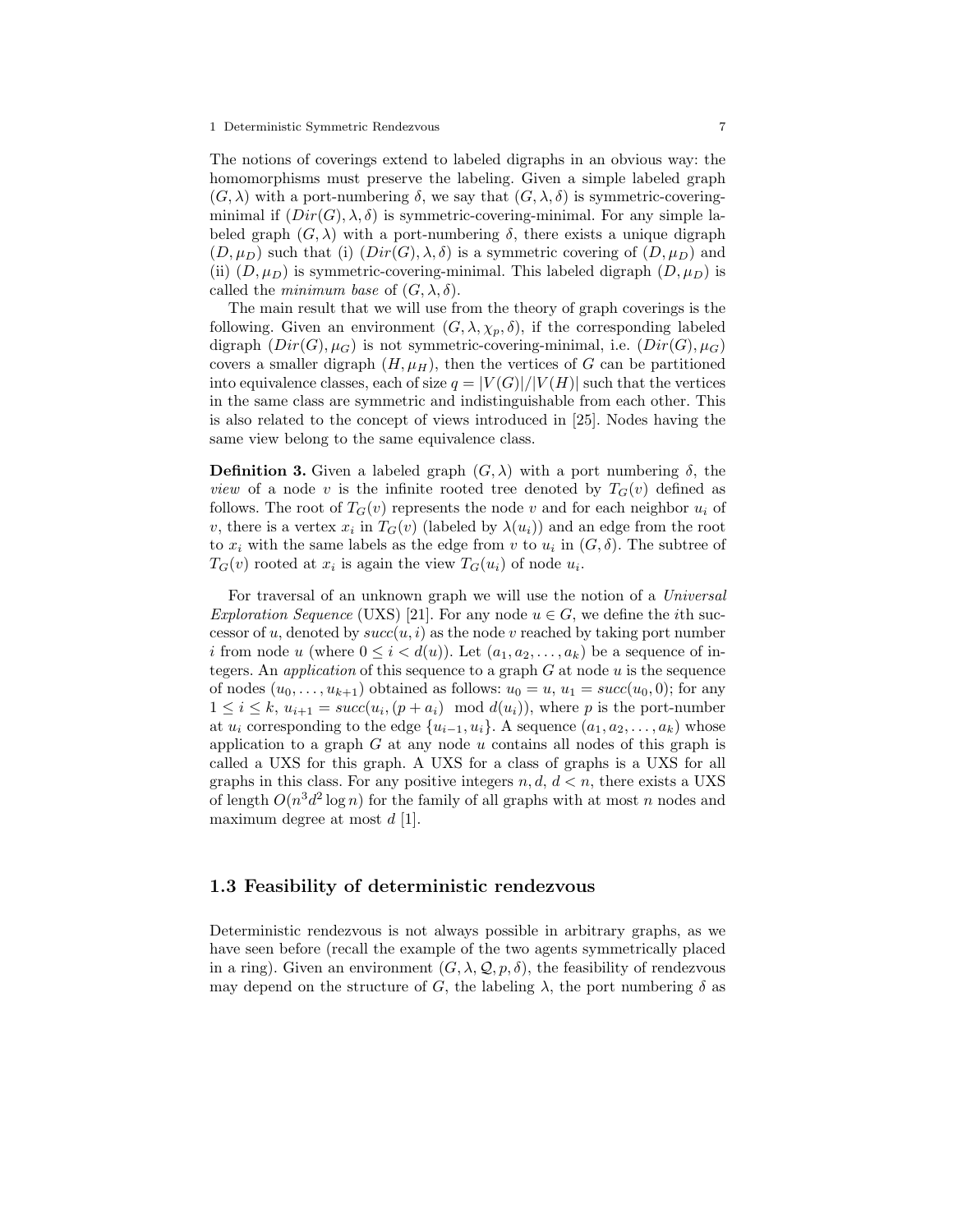The notions of coverings extend to labeled digraphs in an obvious way: the homomorphisms must preserve the labeling. Given a simple labeled graph $(G, \lambda)$ with a port-numbering $\delta$, we say that $(G, \lambda, \delta)$ is symmetric-covering-minimal if $(Dir(G), \lambda, \delta)$ is symmetric-covering-minimal. For any simple labeled graph $(G, \lambda)$ with a port-numbering $\delta$, there exists a unique digraph $(D, \mu_D)$ such that (i) $(Dir(G), \lambda, \delta)$ is a symmetric covering of $(D, \mu_D)$ and (ii) $(D, \mu_D)$ is symmetric-covering-minimal. This labeled digraph $(D, \mu_D)$ is called the *minimum base* of $(G, \lambda, \delta)$.

The main result that we will use from the theory of graph coverings is the following. Given an environment $(G, \lambda, \chi_p, \delta)$, if the corresponding labeled digraph $(Dir(G), \mu_G)$ is not symmetric-covering-minimal, i.e. $(Dir(G), \mu_G)$ covers a smaller digraph $(H, \mu_H)$, then the vertices of $G$ can be partitioned into equivalence classes, each of size $q = |V(G)|/|V(H)|$ such that the vertices in the same class are symmetric and indistinguishable from each other. This is also related to the concept of views introduced in [25]. Nodes having the same view belong to the same equivalence class.

**Definition 3.** Given a labeled graph $(G, \lambda)$ with a port numbering $\delta$, the *view* of a node $v$ is the infinite rooted tree denoted by $T_G(v)$ defined as follows. The root of $T_G(v)$ represents the node $v$ and for each neighbor $u_i$ of $v$, there is a vertex $x_i$ in $T_G(v)$ (labeled by $\lambda(u_i)$) and an edge from the root to $x_i$ with the same labels as the edge from $v$ to $u_i$ in $(G, \delta)$. The subtree of $T_G(v)$ rooted at $x_i$ is again the view $T_G(u_i)$ of node $u_i$.

For traversal of an unknown graph we will use the notion of a *Universal Exploration Sequence* (UXS) [21]. For any node $u \in G$, we define the $i$th successor of $u$, denoted by $succ(u, i)$ as the node $v$ reached by taking port number $i$ from node $u$ (where $0 \leq i < d(u)$). Let $(a_1, a_2, \ldots, a_k)$ be a sequence of integers. An *application* of this sequence to a graph $G$ at node $u$ is the sequence of nodes $(u_0, \ldots, u_{k+1})$ obtained as follows: $u_0 = u$, $u_1 = succ(u_0, 0)$; for any $1 \leq i \leq k$, $u_{i+1} = succ(u_i, (p + a_i) \mod d(u_i))$, where $p$ is the port-number at $u_i$ corresponding to the edge $\{u_{i-1}, u_i\}$. A sequence $(a_1, a_2, \ldots, a_k)$ whose application to a graph $G$ at any node $u$ contains all nodes of this graph is called a UXS for this graph. A UXS for a class of graphs is a UXS for all graphs in this class. For any positive integers $n, d$, $d < n$, there exists a UXS of length $O(n^3 d^2 \log n)$ for the family of all graphs with at most $n$ nodes and maximum degree at most $d$ [1].

## 1.3 Feasibility of deterministic rendezvous

Deterministic rendezvous is not always possible in arbitrary graphs, as we have seen before (recall the example of the two agents symmetrically placed in a ring). Given an environment $(G, \lambda, \mathcal{Q}, p, \delta)$, the feasibility of rendezvous may depend on the structure of $G$, the labeling $\lambda$, the port numbering $\delta$ as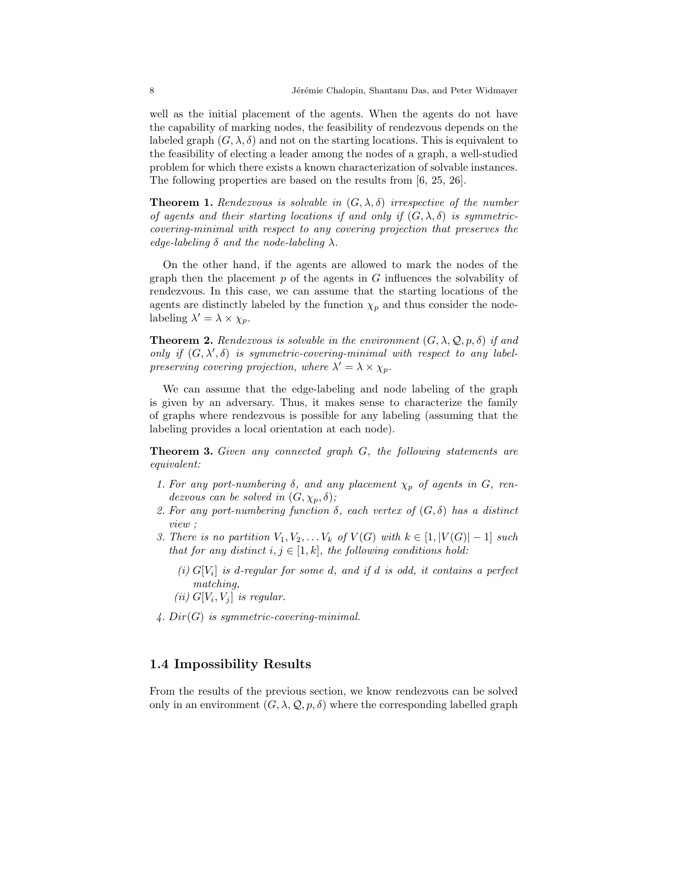well as the initial placement of the agents. When the agents do not have the capability of marking nodes, the feasibility of rendezvous depends on the labeled graph $(G, \lambda, \delta)$ and not on the starting locations. This is equivalent to the feasibility of electing a leader among the nodes of a graph, a well-studied problem for which there exists a known characterization of solvable instances. The following properties are based on the results from [6, 25, 26].

**Theorem 1.** *Rendezvous is solvable in $(G, \lambda, \delta)$ irrespective of the number of agents and their starting locations if and only if $(G, \lambda, \delta)$ is symmetric-covering-minimal with respect to any covering projection that preserves the edge-labeling $\delta$ and the node-labeling $\lambda$.*

On the other hand, if the agents are allowed to mark the nodes of the graph then the placement $p$ of the agents in $G$ influences the solvability of rendezvous. In this case, we can assume that the starting locations of the agents are distinctly labeled by the function $\chi_p$ and thus consider the node-labeling $\lambda' = \lambda \times \chi_p$.

**Theorem 2.** *Rendezvous is solvable in the environment $(G, \lambda, \mathcal{Q}, p, \delta)$ if and only if $(G, \lambda', \delta)$ is symmetric-covering-minimal with respect to any label-preserving covering projection, where $\lambda' = \lambda \times \chi_p$.*

We can assume that the edge-labeling and node labeling of the graph is given by an adversary. Thus, it makes sense to characterize the family of graphs where rendezvous is possible for any labeling (assuming that the labeling provides a local orientation at each node).

**Theorem 3.** *Given any connected graph $G$, the following statements are equivalent:*

1. *For any port-numbering $\delta$, and any placement $\chi_p$ of agents in $G$, rendezvous can be solved in $(G, \chi_p, \delta)$;*
2. *For any port-numbering function $\delta$, each vertex of $(G, \delta)$ has a distinct view ;*
3. *There is no partition $V_1, V_2, \ldots V_k$ of $V(G)$ with $k \in [1, |V(G)| - 1]$ such that for any distinct $i, j \in [1, k]$, the following conditions hold:*
   - *(i) $G[V_i]$ is $d$-regular for some $d$, and if $d$ is odd, it contains a perfect matching,*
   - *(ii) $G[V_i, V_j]$ is regular.*
4. *$Dir(G)$ is symmetric-covering-minimal.*

## 1.4 Impossibility Results

From the results of the previous section, we know rendezvous can be solved only in an environment $(G, \lambda, \mathcal{Q}, p, \delta)$ where the corresponding labelled graph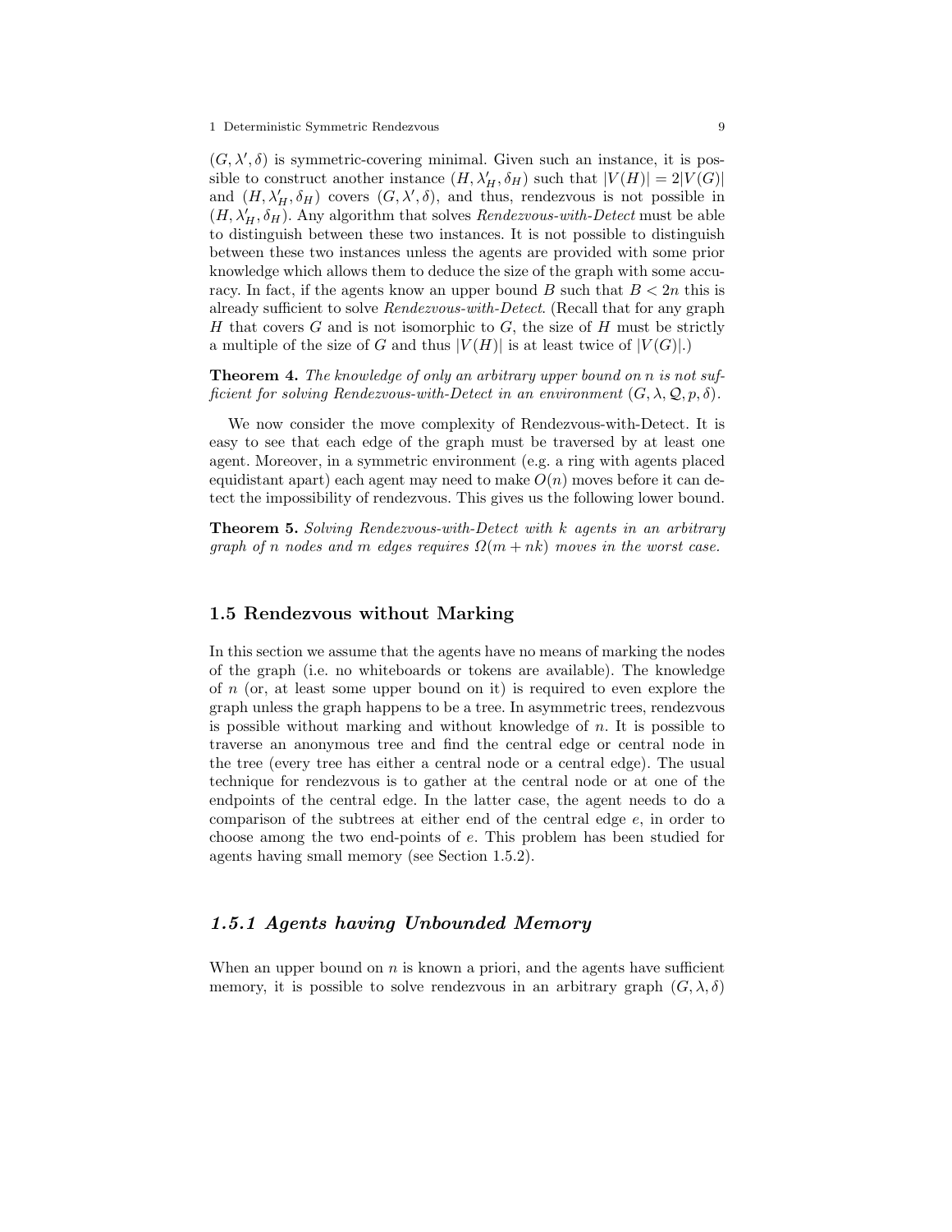$(G, \lambda', \delta)$ is symmetric-covering minimal. Given such an instance, it is possible to construct another instance $(H, \lambda'_H, \delta_H)$ such that $|V(H)| = 2|V(G)|$ and $(H, \lambda'_H, \delta_H)$ covers $(G, \lambda', \delta)$, and thus, rendezvous is not possible in $(H, \lambda'_H, \delta_H)$. Any algorithm that solves *Rendezvous-with-Detect* must be able to distinguish between these two instances. It is not possible to distinguish between these two instances unless the agents are provided with some prior knowledge which allows them to deduce the size of the graph with some accuracy. In fact, if the agents know an upper bound $B$ such that $B < 2n$ this is already sufficient to solve *Rendezvous-with-Detect*. (Recall that for any graph $H$ that covers $G$ and is not isomorphic to $G$, the size of $H$ must be strictly a multiple of the size of $G$ and thus $|V(H)|$ is at least twice of $|V(G)|$.)

**Theorem 4.** *The knowledge of only an arbitrary upper bound on $n$ is not sufficient for solving Rendezvous-with-Detect in an environment $(G, \lambda, \mathcal{Q}, p, \delta)$.*

We now consider the move complexity of Rendezvous-with-Detect. It is easy to see that each edge of the graph must be traversed by at least one agent. Moreover, in a symmetric environment (e.g. a ring with agents placed equidistant apart) each agent may need to make $O(n)$ moves before it can detect the impossibility of rendezvous. This gives us the following lower bound.

**Theorem 5.** *Solving Rendezvous-with-Detect with $k$ agents in an arbitrary graph of $n$ nodes and $m$ edges requires $\Omega(m + nk)$ moves in the worst case.*

## 1.5 Rendezvous without Marking

In this section we assume that the agents have no means of marking the nodes of the graph (i.e. no whiteboards or tokens are available). The knowledge of $n$ (or, at least some upper bound on it) is required to even explore the graph unless the graph happens to be a tree. In asymmetric trees, rendezvous is possible without marking and without knowledge of $n$. It is possible to traverse an anonymous tree and find the central edge or central node in the tree (every tree has either a central node or a central edge). The usual technique for rendezvous is to gather at the central node or at one of the endpoints of the central edge. In the latter case, the agent needs to do a comparison of the subtrees at either end of the central edge $e$, in order to choose among the two end-points of $e$. This problem has been studied for agents having small memory (see Section 1.5.2).

### *1.5.1 Agents having Unbounded Memory*

When an upper bound on $n$ is known a priori, and the agents have sufficient memory, it is possible to solve rendezvous in an arbitrary graph $(G, \lambda, \delta)$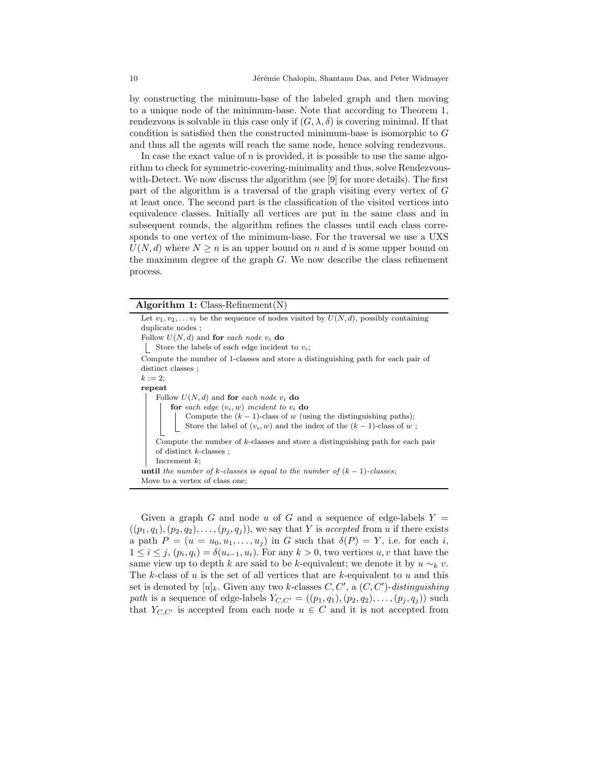by constructing the minimum-base of the labeled graph and then moving to a unique node of the minimum-base. Note that according to Theorem 1, rendezvous is solvable in this case only if $(G, \lambda, \delta)$ is covering minimal. If that condition is satisfied then the constructed minimum-base is isomorphic to $G$ and thus all the agents will reach the same node, hence solving rendezvous.

In case the exact value of $n$ is provided, it is possible to use the same algorithm to check for symmetric-covering-minimality and thus, solve Rendezvous-with-Detect. We now discuss the algorithm (see [9] for more details). The first part of the algorithm is a traversal of the graph visiting every vertex of $G$ at least once. The second part is the classification of the visited vertices into equivalence classes. Initially all vertices are put in the same class and in subsequent rounds, the algorithm refines the classes until each class corresponds to one vertex of the minimum-base. For the traversal we use a UXS $U(N, d)$ where $N \geq n$ is an upper bound on $n$ and $d$ is some upper bound on the maximum degree of the graph $G$. We now describe the class refinement process.

**Algorithm 1:** Class-Refinement(N)

```
Let v_1, v_2, ... v_t be the sequence of nodes visited by U(N,d), possibly containing
duplicate nodes ;
Follow U(N,d) and for each node v_i do
    Store the labels of each edge incident to v_i;
Compute the number of 1-classes and store a distinguishing path for each pair of
distinct classes ;
k := 2;
repeat
    Follow U(N,d) and for each node v_i do
        for each edge (v_i, w) incident to v_i do
            Compute the (k-1)-class of w (using the distinguishing paths);
            Store the label of (v_i, w) and the index of the (k-1)-class of w ;
    Compute the number of k-classes and store a distinguishing path for each pair
    of distinct k-classes ;
    Increment k;
until the number of k-classes is equal to the number of (k-1)-classes;
Move to a vertex of class one;
```

Given a graph $G$ and node $u$ of $G$ and a sequence of edge-labels $Y = ((p_1, q_1), (p_2, q_2), \ldots, (p_j, q_j))$, we say that $Y$ is *accepted* from $u$ if there exists a path $P = (u = u_0, u_1, \ldots, u_j)$ in $G$ such that $\delta(P) = Y$, i.e. for each $i$, $1 \leq i \leq j$, $(p_i, q_i) = \delta(u_{i-1}, u_i)$. For any $k > 0$, two vertices $u, v$ that have the same view up to depth $k$ are said to be $k$-equivalent; we denote it by $u \sim_k v$. The $k$-class of $u$ is the set of all vertices that are $k$-equivalent to $u$ and this set is denoted by $[u]_k$. Given any two $k$-classes $C, C'$, a $(C, C')$-*distinguishing path* is a sequence of edge-labels $Y_{C,C'} = ((p_1, q_1), (p_2, q_2), \ldots, (p_j, q_j))$ such that $Y_{C,C'}$ is accepted from each node $u \in C$ and it is not accepted from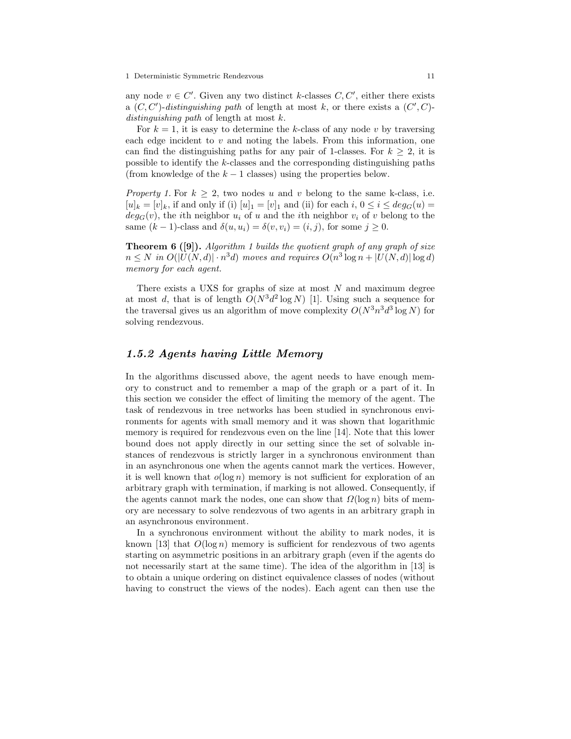any node $v \in C'$. Given any two distinct $k$-classes $C, C'$, either there exists a $(C, C')$-*distinguishing path* of length at most $k$, or there exists a $(C', C)$-*distinguishing path* of length at most $k$.

For $k = 1$, it is easy to determine the $k$-class of any node $v$ by traversing each edge incident to $v$ and noting the labels. From this information, one can find the distinguishing paths for any pair of 1-classes. For $k \geq 2$, it is possible to identify the $k$-classes and the corresponding distinguishing paths (from knowledge of the $k-1$ classes) using the properties below.

*Property 1.* For $k \geq 2$, two nodes $u$ and $v$ belong to the same k-class, i.e. $[u]_k = [v]_k$, if and only if (i) $[u]_1 = [v]_1$ and (ii) for each $i$, $0 \leq i \leq deg_G(u) = deg_G(v)$, the $i$th neighbor $u_i$ of $u$ and the $i$th neighbor $v_i$ of $v$ belong to the same $(k-1)$-class and $\delta(u, u_i) = \delta(v, v_i) = (i, j)$, for some $j \geq 0$.

**Theorem 6 ([9]).** *Algorithm 1 builds the quotient graph of any graph of size $n \leq N$ in $O(|U(N,d)| \cdot n^3 d)$ moves and requires $O(n^3 \log n + |U(N,d)| \log d)$ memory for each agent.*

There exists a UXS for graphs of size at most $N$ and maximum degree at most $d$, that is of length $O(N^3 d^2 \log N)$ [1]. Using such a sequence for the traversal gives us an algorithm of move complexity $O(N^3 n^3 d^3 \log N)$ for solving rendezvous.

### *1.5.2 Agents having Little Memory*

In the algorithms discussed above, the agent needs to have enough memory to construct and to remember a map of the graph or a part of it. In this section we consider the effect of limiting the memory of the agent. The task of rendezvous in tree networks has been studied in synchronous environments for agents with small memory and it was shown that logarithmic memory is required for rendezvous even on the line [14]. Note that this lower bound does not apply directly in our setting since the set of solvable instances of rendezvous is strictly larger in a synchronous environment than in an asynchronous one when the agents cannot mark the vertices. However, it is well known that $o(\log n)$ memory is not sufficient for exploration of an arbitrary graph with termination, if marking is not allowed. Consequently, if the agents cannot mark the nodes, one can show that $\Omega(\log n)$ bits of memory are necessary to solve rendezvous of two agents in an arbitrary graph in an asynchronous environment.

In a synchronous environment without the ability to mark nodes, it is known [13] that $O(\log n)$ memory is sufficient for rendezvous of two agents starting on asymmetric positions in an arbitrary graph (even if the agents do not necessarily start at the same time). The idea of the algorithm in [13] is to obtain a unique ordering on distinct equivalence classes of nodes (without having to construct the views of the nodes). Each agent can then use the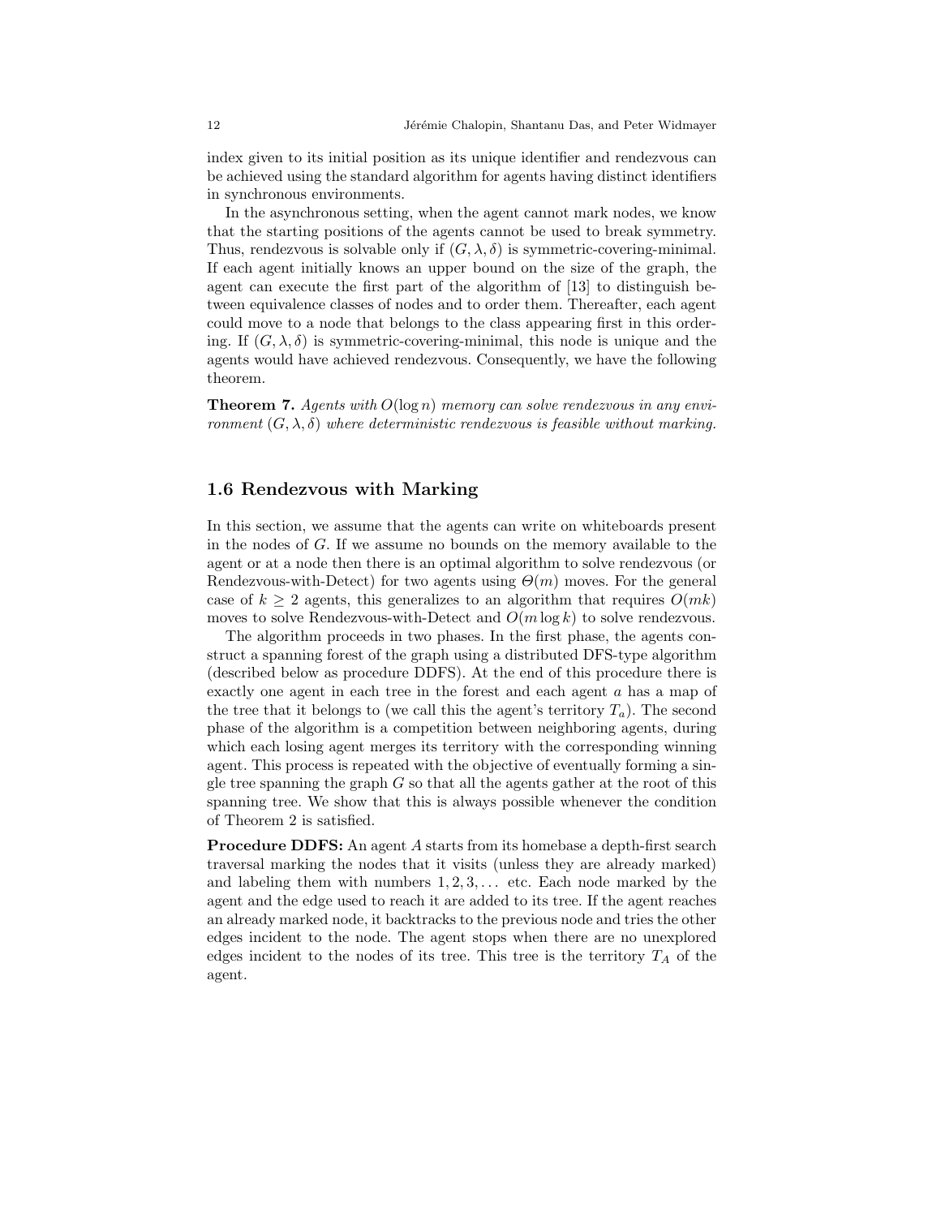index given to its initial position as its unique identifier and rendezvous can be achieved using the standard algorithm for agents having distinct identifiers in synchronous environments.

In the asynchronous setting, when the agent cannot mark nodes, we know that the starting positions of the agents cannot be used to break symmetry. Thus, rendezvous is solvable only if $(G, \lambda, \delta)$ is symmetric-covering-minimal. If each agent initially knows an upper bound on the size of the graph, the agent can execute the first part of the algorithm of [13] to distinguish between equivalence classes of nodes and to order them. Thereafter, each agent could move to a node that belongs to the class appearing first in this ordering. If $(G, \lambda, \delta)$ is symmetric-covering-minimal, this node is unique and the agents would have achieved rendezvous. Consequently, we have the following theorem.

**Theorem 7.** *Agents with $O(\log n)$ memory can solve rendezvous in any environment $(G, \lambda, \delta)$ where deterministic rendezvous is feasible without marking.*

## 1.6 Rendezvous with Marking

In this section, we assume that the agents can write on whiteboards present in the nodes of $G$. If we assume no bounds on the memory available to the agent or at a node then there is an optimal algorithm to solve rendezvous (or Rendezvous-with-Detect) for two agents using $\Theta(m)$ moves. For the general case of $k \geq 2$ agents, this generalizes to an algorithm that requires $O(mk)$ moves to solve Rendezvous-with-Detect and $O(m \log k)$ to solve rendezvous.

The algorithm proceeds in two phases. In the first phase, the agents construct a spanning forest of the graph using a distributed DFS-type algorithm (described below as procedure DDFS). At the end of this procedure there is exactly one agent in each tree in the forest and each agent $a$ has a map of the tree that it belongs to (we call this the agent's territory $T_a$). The second phase of the algorithm is a competition between neighboring agents, during which each losing agent merges its territory with the corresponding winning agent. This process is repeated with the objective of eventually forming a single tree spanning the graph $G$ so that all the agents gather at the root of this spanning tree. We show that this is always possible whenever the condition of Theorem 2 is satisfied.

**Procedure DDFS:** An agent $A$ starts from its homebase a depth-first search traversal marking the nodes that it visits (unless they are already marked) and labeling them with numbers $1, 2, 3, \ldots$ etc. Each node marked by the agent and the edge used to reach it are added to its tree. If the agent reaches an already marked node, it backtracks to the previous node and tries the other edges incident to the node. The agent stops when there are no unexplored edges incident to the nodes of its tree. This tree is the territory $T_A$ of the agent.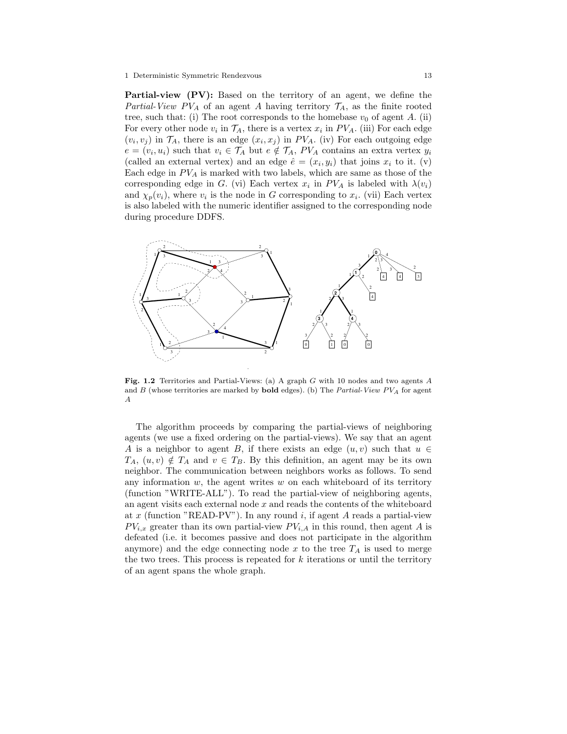**Partial-view (PV):** Based on the territory of an agent, we define the *Partial-View* $PV_A$ of an agent $A$ having territory $\mathcal{T}_A$, as the finite rooted tree, such that: (i) The root corresponds to the homebase $v_0$ of agent $A$. (ii) For every other node $v_i$ in $\mathcal{T}_A$, there is a vertex $x_i$ in $PV_A$. (iii) For each edge $(v_i, v_j)$ in $\mathcal{T}_A$, there is an edge $(x_i, x_j)$ in $PV_A$. (iv) For each outgoing edge $e = (v_i, u_i)$ such that $v_i \in \mathcal{T}_A$ but $e \notin \mathcal{T}_A$, $PV_A$ contains an extra vertex $y_i$ (called an external vertex) and an edge $\hat{e} = (x_i, y_i)$ that joins $x_i$ to it. (v) Each edge in $PV_A$ is marked with two labels, which are same as those of the corresponding edge in $G$. (vi) Each vertex $x_i$ in $PV_A$ is labeled with $\lambda(v_i)$ and $\chi_p(v_i)$, where $v_i$ is the node in $G$ corresponding to $x_i$. (vii) Each vertex is also labeled with the numeric identifier assigned to the corresponding node during procedure DDFS.

**Fig. 1.2** Territories and Partial-Views: (a) A graph $G$ with 10 nodes and two agents $A$ and $B$ (whose territories are marked by **bold** edges). (b) The *Partial-View* $PV_A$ for agent $A$

The algorithm proceeds by comparing the partial-views of neighboring agents (we use a fixed ordering on the partial-views). We say that an agent $A$ is a neighbor to agent $B$, if there exists an edge $(u, v)$ such that $u \in T_A$, $(u, v) \notin T_A$ and $v \in T_B$. By this definition, an agent may be its own neighbor. The communication between neighbors works as follows. To send any information $w$, the agent writes $w$ on each whiteboard of its territory (function "WRITE-ALL"). To read the partial-view of neighboring agents, an agent visits each external node $x$ and reads the contents of the whiteboard at $x$ (function "READ-PV"). In any round $i$, if agent $A$ reads a partial-view $PV_{i,x}$ greater than its own partial-view $PV_{i,A}$ in this round, then agent $A$ is defeated (i.e. it becomes passive and does not participate in the algorithm anymore) and the edge connecting node $x$ to the tree $T_A$ is used to merge the two trees. This process is repeated for $k$ iterations or until the territory of an agent spans the whole graph.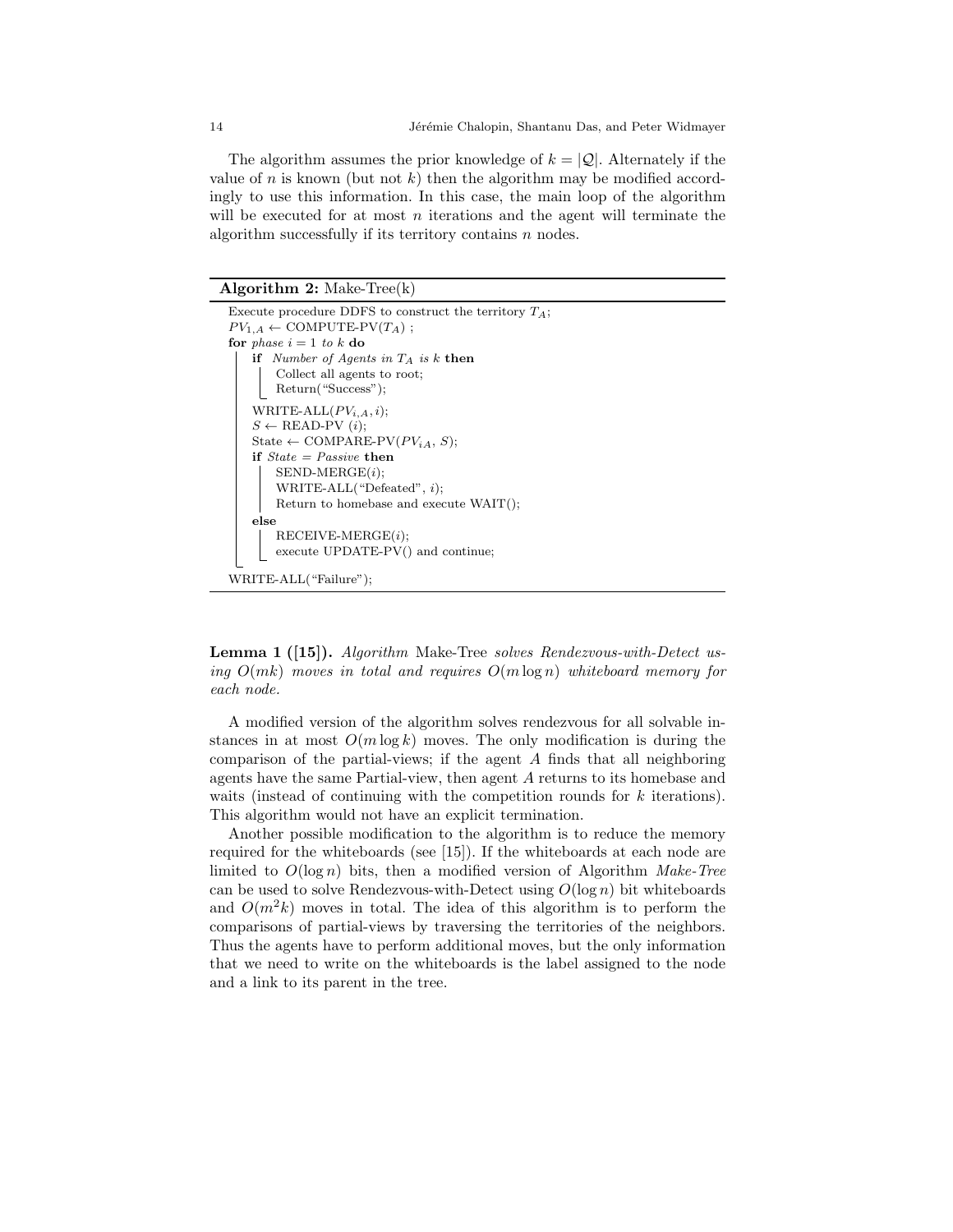The algorithm assumes the prior knowledge of $k = |\mathcal{Q}|$. Alternately if the value of $n$ is known (but not $k$) then the algorithm may be modified accordingly to use this information. In this case, the main loop of the algorithm will be executed for at most $n$ iterations and the agent will terminate the algorithm successfully if its territory contains $n$ nodes.

**Algorithm 2:** Make-Tree(k)

```
Execute procedure DDFS to construct the territory T_A;
PV_{1,A} ← COMPUTE-PV(T_A) ;
for phase i = 1 to k do
    if Number of Agents in T_A is k then
        Collect all agents to root;
        Return("Success");
    WRITE-ALL(PV_{i,A}, i);
    S ← READ-PV (i);
    State ← COMPARE-PV(PV_{iA}, S);
    if State = Passive then
        SEND-MERGE(i);
        WRITE-ALL("Defeated", i);
        Return to homebase and execute WAIT();
    else
        RECEIVE-MERGE(i);
        execute UPDATE-PV() and continue;
WRITE-ALL("Failure");
```

**Lemma 1 ([15]).** *Algorithm* Make-Tree *solves Rendezvous-with-Detect using $O(mk)$ moves in total and requires $O(m \log n)$ whiteboard memory for each node.*

A modified version of the algorithm solves rendezvous for all solvable instances in at most $O(m \log k)$ moves. The only modification is during the comparison of the partial-views; if the agent $A$ finds that all neighboring agents have the same Partial-view, then agent $A$ returns to its homebase and waits (instead of continuing with the competition rounds for $k$ iterations). This algorithm would not have an explicit termination.

Another possible modification to the algorithm is to reduce the memory required for the whiteboards (see [15]). If the whiteboards at each node are limited to $O(\log n)$ bits, then a modified version of Algorithm *Make-Tree* can be used to solve Rendezvous-with-Detect using $O(\log n)$ bit whiteboards and $O(m^2 k)$ moves in total. The idea of this algorithm is to perform the comparisons of partial-views by traversing the territories of the neighbors. Thus the agents have to perform additional moves, but the only information that we need to write on the whiteboards is the label assigned to the node and a link to its parent in the tree.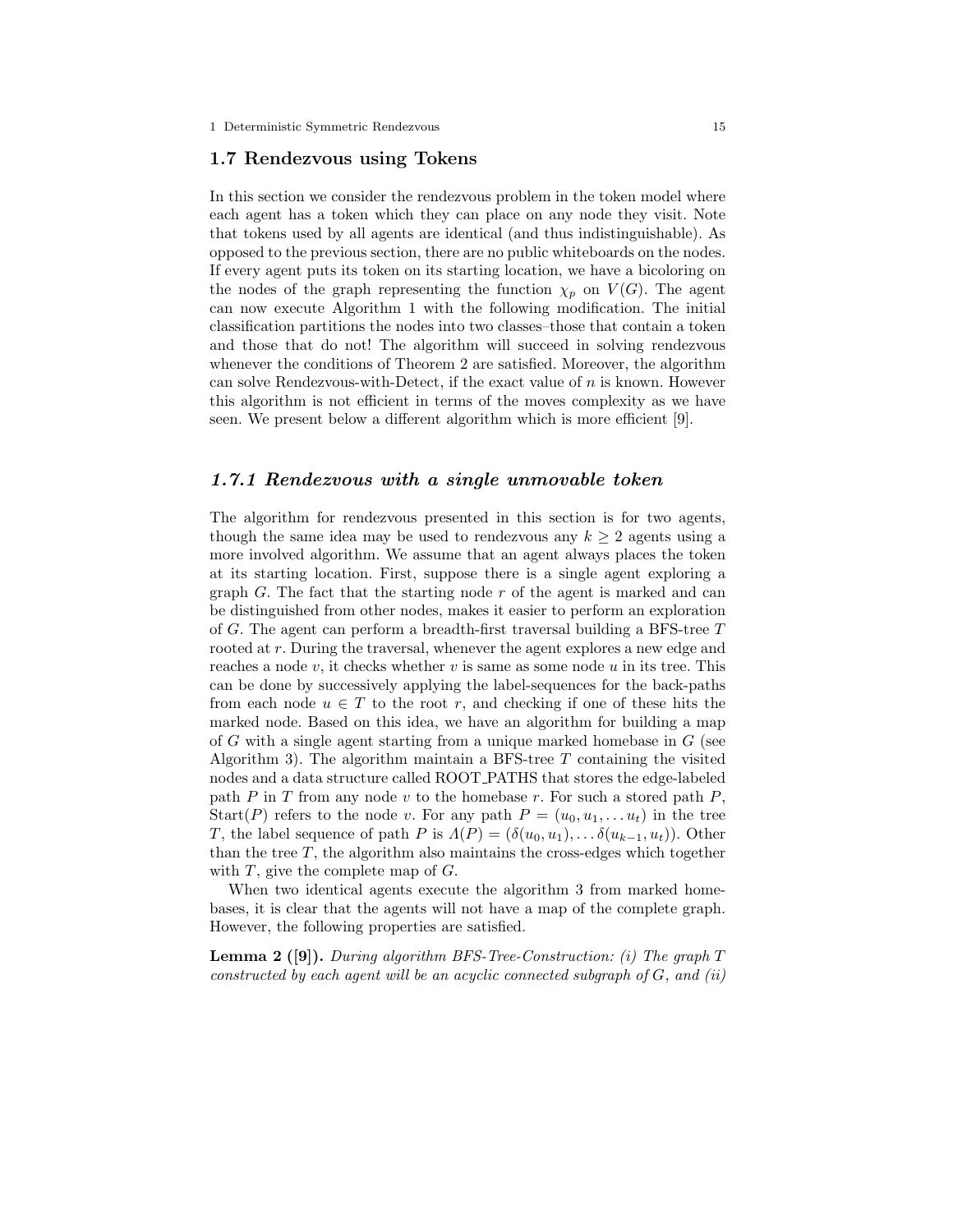## 1.7 Rendezvous using Tokens

In this section we consider the rendezvous problem in the token model where each agent has a token which they can place on any node they visit. Note that tokens used by all agents are identical (and thus indistinguishable). As opposed to the previous section, there are no public whiteboards on the nodes. If every agent puts its token on its starting location, we have a bicoloring on the nodes of the graph representing the function $\chi_p$ on $V(G)$. The agent can now execute Algorithm 1 with the following modification. The initial classification partitions the nodes into two classes–those that contain a token and those that do not! The algorithm will succeed in solving rendezvous whenever the conditions of Theorem 2 are satisfied. Moreover, the algorithm can solve Rendezvous-with-Detect, if the exact value of $n$ is known. However this algorithm is not efficient in terms of the moves complexity as we have seen. We present below a different algorithm which is more efficient [9].

### *1.7.1 Rendezvous with a single unmovable token*

The algorithm for rendezvous presented in this section is for two agents, though the same idea may be used to rendezvous any $k \geq 2$ agents using a more involved algorithm. We assume that an agent always places the token at its starting location. First, suppose there is a single agent exploring a graph $G$. The fact that the starting node $r$ of the agent is marked and can be distinguished from other nodes, makes it easier to perform an exploration of $G$. The agent can perform a breadth-first traversal building a BFS-tree $T$ rooted at $r$. During the traversal, whenever the agent explores a new edge and reaches a node $v$, it checks whether $v$ is same as some node $u$ in its tree. This can be done by successively applying the label-sequences for the back-paths from each node $u \in T$ to the root $r$, and checking if one of these hits the marked node. Based on this idea, we have an algorithm for building a map of $G$ with a single agent starting from a unique marked homebase in $G$ (see Algorithm 3). The algorithm maintain a BFS-tree $T$ containing the visited nodes and a data structure called ROOT_PATHS that stores the edge-labeled path $P$ in $T$ from any node $v$ to the homebase $r$. For such a stored path $P$, Start($P$) refers to the node $v$. For any path $P = (u_0, u_1, \ldots u_t)$ in the tree $T$, the label sequence of path $P$ is $\Lambda(P) = (\delta(u_0, u_1), \ldots \delta(u_{k-1}, u_t))$. Other than the tree $T$, the algorithm also maintains the cross-edges which together with $T$, give the complete map of $G$.

When two identical agents execute the algorithm 3 from marked homebases, it is clear that the agents will not have a map of the complete graph. However, the following properties are satisfied.

**Lemma 2 ([9]).** *During algorithm BFS-Tree-Construction: (i) The graph $T$ constructed by each agent will be an acyclic connected subgraph of $G$, and (ii)*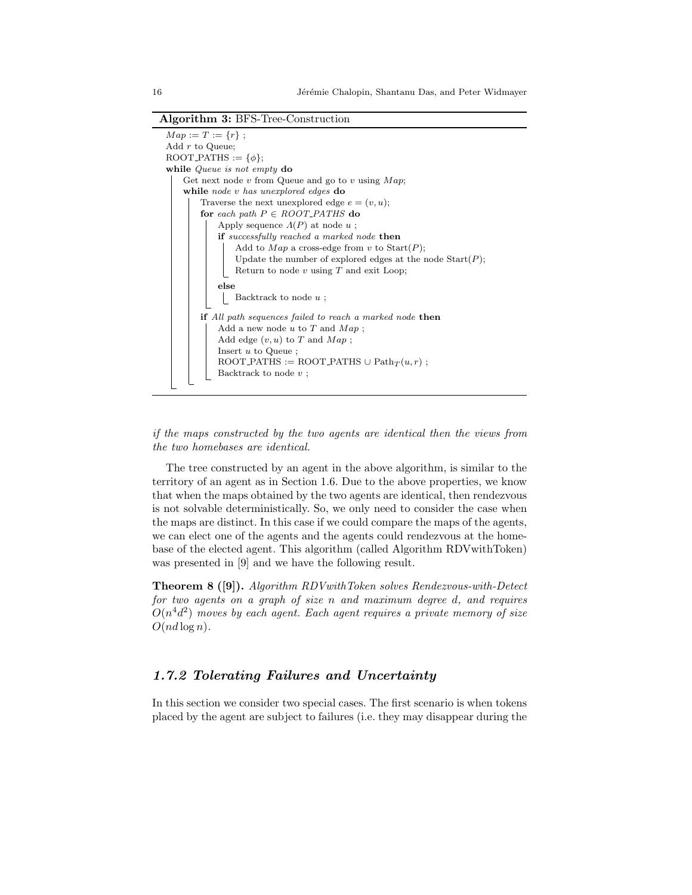**Algorithm 3:** BFS-Tree-Construction

```
Map := T := {r} ;
Add r to Queue;
ROOT_PATHS := {φ};
while Queue is not empty do
    Get next node v from Queue and go to v using Map;
    while node v has unexplored edges do
        Traverse the next unexplored edge e = (v, u);
        for each path P ∈ ROOT_PATHS do
            Apply sequence Λ(P) at node u ;
            if successfully reached a marked node then
                Add to Map a cross-edge from v to Start(P);
                Update the number of explored edges at the node Start(P);
                Return to node v using T and exit Loop;
            else
                Backtrack to node u ;
        if All path sequences failed to reach a marked node then
            Add a new node u to T and Map ;
            Add edge (v, u) to T and Map ;
            Insert u to Queue ;
            ROOT_PATHS := ROOT_PATHS ∪ Path_T(u, r) ;
            Backtrack to node v ;
```

*if the maps constructed by the two agents are identical then the views from the two homebases are identical.*

The tree constructed by an agent in the above algorithm, is similar to the territory of an agent as in Section 1.6. Due to the above properties, we know that when the maps obtained by the two agents are identical, then rendezvous is not solvable deterministically. So, we only need to consider the case when the maps are distinct. In this case if we could compare the maps of the agents, we can elect one of the agents and the agents could rendezvous at the homebase of the elected agent. This algorithm (called Algorithm RDVwithToken) was presented in [9] and we have the following result.

**Theorem 8 ([9]).** *Algorithm RDVwithToken solves Rendezvous-with-Detect for two agents on a graph of size $n$ and maximum degree $d$, and requires $O(n^4 d^2)$ moves by each agent. Each agent requires a private memory of size $O(nd \log n)$.*

### *1.7.2 Tolerating Failures and Uncertainty*

In this section we consider two special cases. The first scenario is when tokens placed by the agent are subject to failures (i.e. they may disappear during the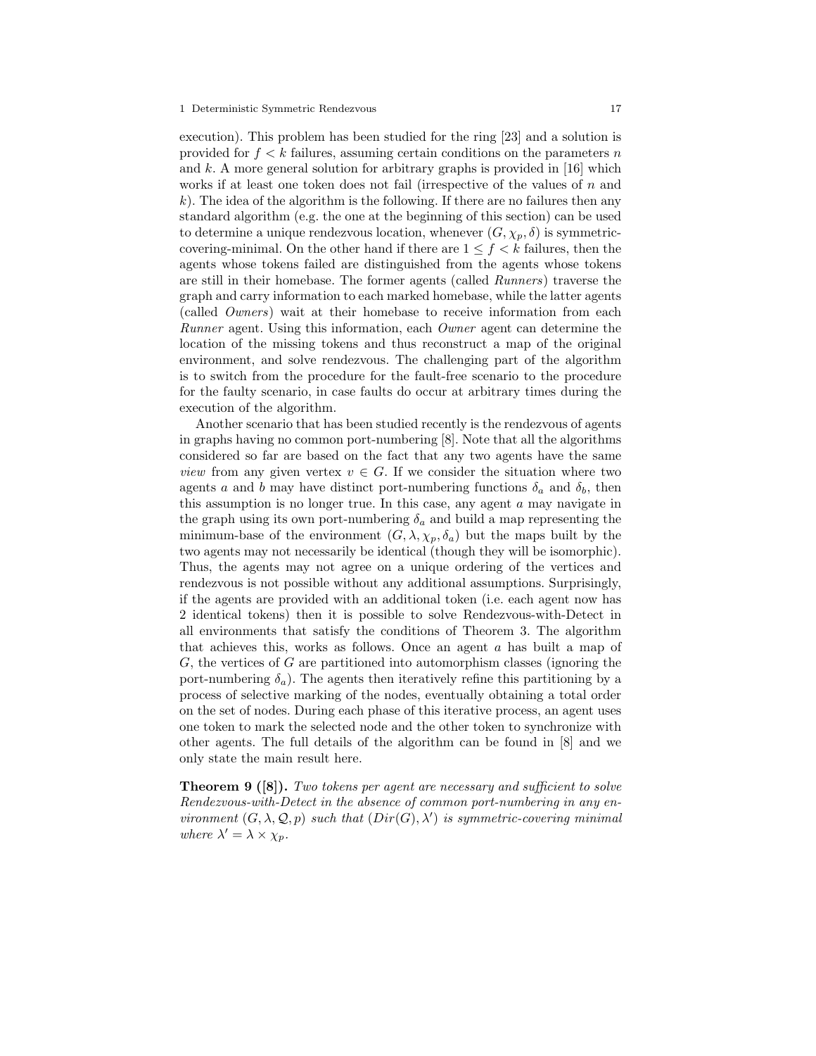execution). This problem has been studied for the ring [23] and a solution is provided for $f < k$ failures, assuming certain conditions on the parameters $n$ and $k$. A more general solution for arbitrary graphs is provided in [16] which works if at least one token does not fail (irrespective of the values of $n$ and $k$). The idea of the algorithm is the following. If there are no failures then any standard algorithm (e.g. the one at the beginning of this section) can be used to determine a unique rendezvous location, whenever $(G, \chi_p, \delta)$ is symmetric-covering-minimal. On the other hand if there are $1 \leq f < k$ failures, then the agents whose tokens failed are distinguished from the agents whose tokens are still in their homebase. The former agents (called *Runners*) traverse the graph and carry information to each marked homebase, while the latter agents (called *Owners*) wait at their homebase to receive information from each *Runner* agent. Using this information, each *Owner* agent can determine the location of the missing tokens and thus reconstruct a map of the original environment, and solve rendezvous. The challenging part of the algorithm is to switch from the procedure for the fault-free scenario to the procedure for the faulty scenario, in case faults do occur at arbitrary times during the execution of the algorithm.

Another scenario that has been studied recently is the rendezvous of agents in graphs having no common port-numbering [8]. Note that all the algorithms considered so far are based on the fact that any two agents have the same *view* from any given vertex $v \in G$. If we consider the situation where two agents $a$ and $b$ may have distinct port-numbering functions $\delta_a$ and $\delta_b$, then this assumption is no longer true. In this case, any agent $a$ may navigate in the graph using its own port-numbering $\delta_a$ and build a map representing the minimum-base of the environment $(G, \lambda, \chi_p, \delta_a)$ but the maps built by the two agents may not necessarily be identical (though they will be isomorphic). Thus, the agents may not agree on a unique ordering of the vertices and rendezvous is not possible without any additional assumptions. Surprisingly, if the agents are provided with an additional token (i.e. each agent now has 2 identical tokens) then it is possible to solve Rendezvous-with-Detect in all environments that satisfy the conditions of Theorem 3. The algorithm that achieves this, works as follows. Once an agent $a$ has built a map of $G$, the vertices of $G$ are partitioned into automorphism classes (ignoring the port-numbering $\delta_a$). The agents then iteratively refine this partitioning by a process of selective marking of the nodes, eventually obtaining a total order on the set of nodes. During each phase of this iterative process, an agent uses one token to mark the selected node and the other token to synchronize with other agents. The full details of the algorithm can be found in [8] and we only state the main result here.

**Theorem 9 ([8]).** *Two tokens per agent are necessary and sufficient to solve Rendezvous-with-Detect in the absence of common port-numbering in any environment $(G, \lambda, \mathcal{Q}, p)$ such that $(Dir(G), \lambda')$ is symmetric-covering minimal where $\lambda' = \lambda \times \chi_p$.*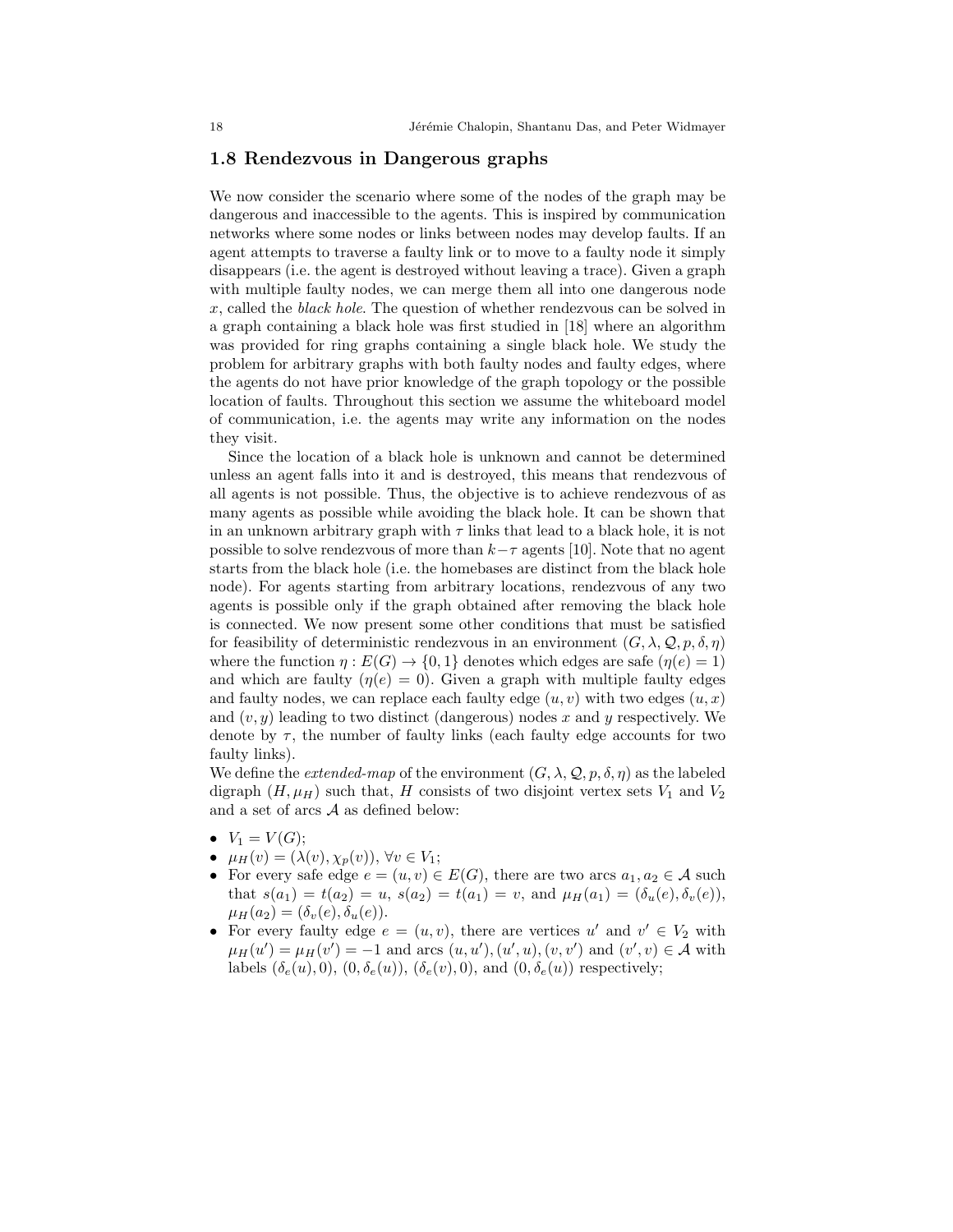## 1.8 Rendezvous in Dangerous graphs

We now consider the scenario where some of the nodes of the graph may be dangerous and inaccessible to the agents. This is inspired by communication networks where some nodes or links between nodes may develop faults. If an agent attempts to traverse a faulty link or to move to a faulty node it simply disappears (i.e. the agent is destroyed without leaving a trace). Given a graph with multiple faulty nodes, we can merge them all into one dangerous node $x$, called the *black hole*. The question of whether rendezvous can be solved in a graph containing a black hole was first studied in [18] where an algorithm was provided for ring graphs containing a single black hole. We study the problem for arbitrary graphs with both faulty nodes and faulty edges, where the agents do not have prior knowledge of the graph topology or the possible location of faults. Throughout this section we assume the whiteboard model of communication, i.e. the agents may write any information on the nodes they visit.

Since the location of a black hole is unknown and cannot be determined unless an agent falls into it and is destroyed, this means that rendezvous of all agents is not possible. Thus, the objective is to achieve rendezvous of as many agents as possible while avoiding the black hole. It can be shown that in an unknown arbitrary graph with $\tau$ links that lead to a black hole, it is not possible to solve rendezvous of more than $k-\tau$ agents [10]. Note that no agent starts from the black hole (i.e. the homebases are distinct from the black hole node). For agents starting from arbitrary locations, rendezvous of any two agents is possible only if the graph obtained after removing the black hole is connected. We now present some other conditions that must be satisfied for feasibility of deterministic rendezvous in an environment $(G, \lambda, \mathcal{Q}, p, \delta, \eta)$ where the function $\eta : E(G) \rightarrow \{0, 1\}$ denotes which edges are safe ($\eta(e) = 1$) and which are faulty ($\eta(e) = 0$). Given a graph with multiple faulty edges and faulty nodes, we can replace each faulty edge $(u, v)$ with two edges $(u, x)$ and $(v, y)$ leading to two distinct (dangerous) nodes $x$ and $y$ respectively. We denote by $\tau$, the number of faulty links (each faulty edge accounts for two faulty links).

We define the *extended-map* of the environment $(G, \lambda, \mathcal{Q}, p, \delta, \eta)$ as the labeled digraph $(H, \mu_H)$ such that, $H$ consists of two disjoint vertex sets $V_1$ and $V_2$ and a set of arcs $\mathcal{A}$ as defined below:

- $V_1 = V(G)$;
- $\mu_H(v) = (\lambda(v), \chi_p(v))$, $\forall v \in V_1$;
- For every safe edge $e = (u, v) \in E(G)$, there are two arcs $a_1, a_2 \in \mathcal{A}$ such that $s(a_1) = t(a_2) = u$, $s(a_2) = t(a_1) = v$, and $\mu_H(a_1) = (\delta_u(e), \delta_v(e))$, $\mu_H(a_2) = (\delta_v(e), \delta_u(e))$.
- For every faulty edge $e = (u, v)$, there are vertices $u'$ and $v' \in V_2$ with $\mu_H(u') = \mu_H(v') = -1$ and arcs $(u, u'), (u', u), (v, v')$ and $(v', v) \in \mathcal{A}$ with labels $(\delta_e(u), 0)$, $(0, \delta_e(u))$, $(\delta_e(v), 0)$, and $(0, \delta_e(u))$ respectively;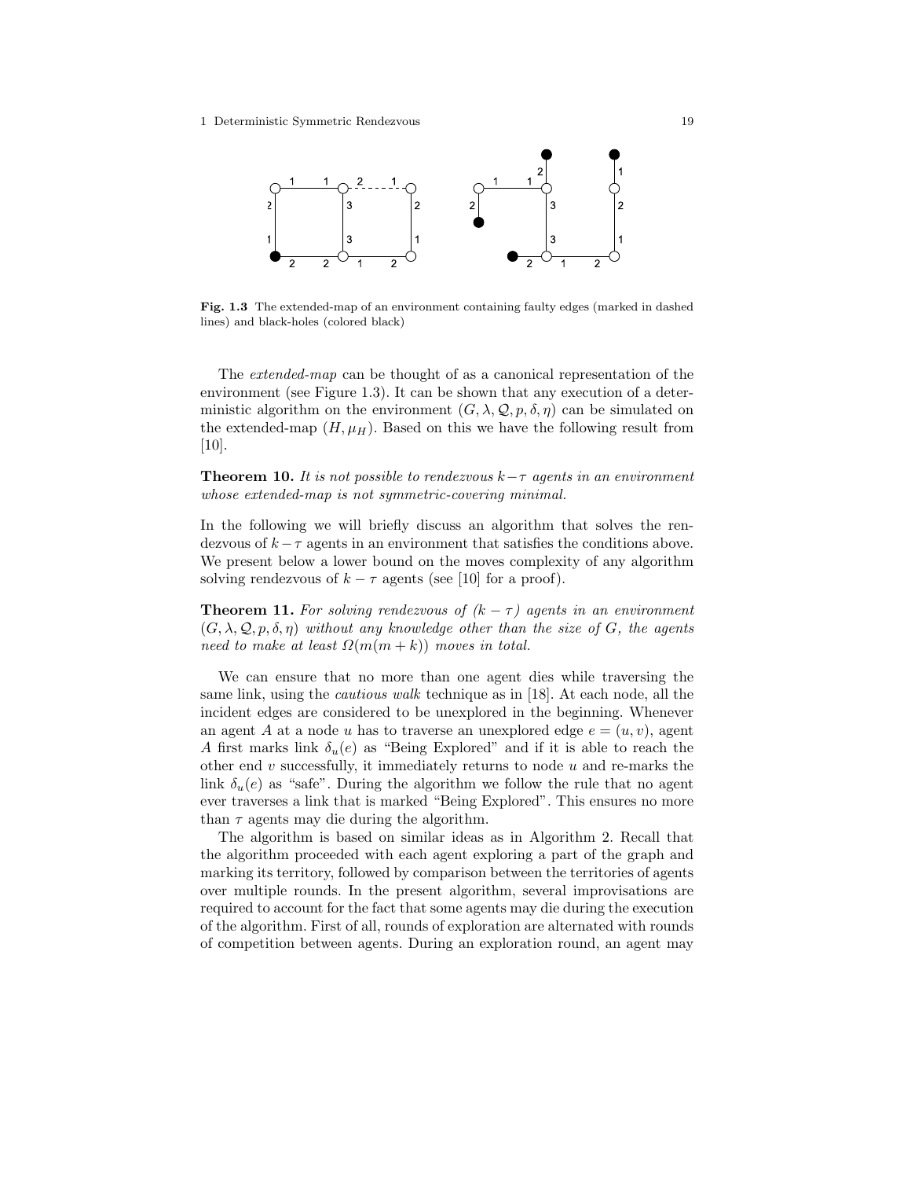**Fig. 1.3** The extended-map of an environment containing faulty edges (marked in dashed lines) and black-holes (colored black)

The *extended-map* can be thought of as a canonical representation of the environment (see Figure 1.3). It can be shown that any execution of a deterministic algorithm on the environment $(G, \lambda, \mathcal{Q}, p, \delta, \eta)$ can be simulated on the extended-map $(H, \mu_H)$. Based on this we have the following result from [10].

**Theorem 10.** *It is not possible to rendezvous $k-\tau$ agents in an environment whose extended-map is not symmetric-covering minimal.*

In the following we will briefly discuss an algorithm that solves the rendezvous of $k-\tau$ agents in an environment that satisfies the conditions above. We present below a lower bound on the moves complexity of any algorithm solving rendezvous of $k-\tau$ agents (see [10] for a proof).

**Theorem 11.** *For solving rendezvous of $(k-\tau)$ agents in an environment $(G, \lambda, \mathcal{Q}, p, \delta, \eta)$ without any knowledge other than the size of $G$, the agents need to make at least $\Omega(m(m+k))$ moves in total.*

We can ensure that no more than one agent dies while traversing the same link, using the *cautious walk* technique as in [18]. At each node, all the incident edges are considered to be unexplored in the beginning. Whenever an agent $A$ at a node $u$ has to traverse an unexplored edge $e=(u,v)$, agent $A$ first marks link $\delta_u(e)$ as "Being Explored" and if it is able to reach the other end $v$ successfully, it immediately returns to node $u$ and re-marks the link $\delta_u(e)$ as "safe". During the algorithm we follow the rule that no agent ever traverses a link that is marked "Being Explored". This ensures no more than $\tau$ agents may die during the algorithm.

The algorithm is based on similar ideas as in Algorithm 2. Recall that the algorithm proceeded with each agent exploring a part of the graph and marking its territory, followed by comparison between the territories of agents over multiple rounds. In the present algorithm, several improvisations are required to account for the fact that some agents may die during the execution of the algorithm. First of all, rounds of exploration are alternated with rounds of competition between agents. During an exploration round, an agent may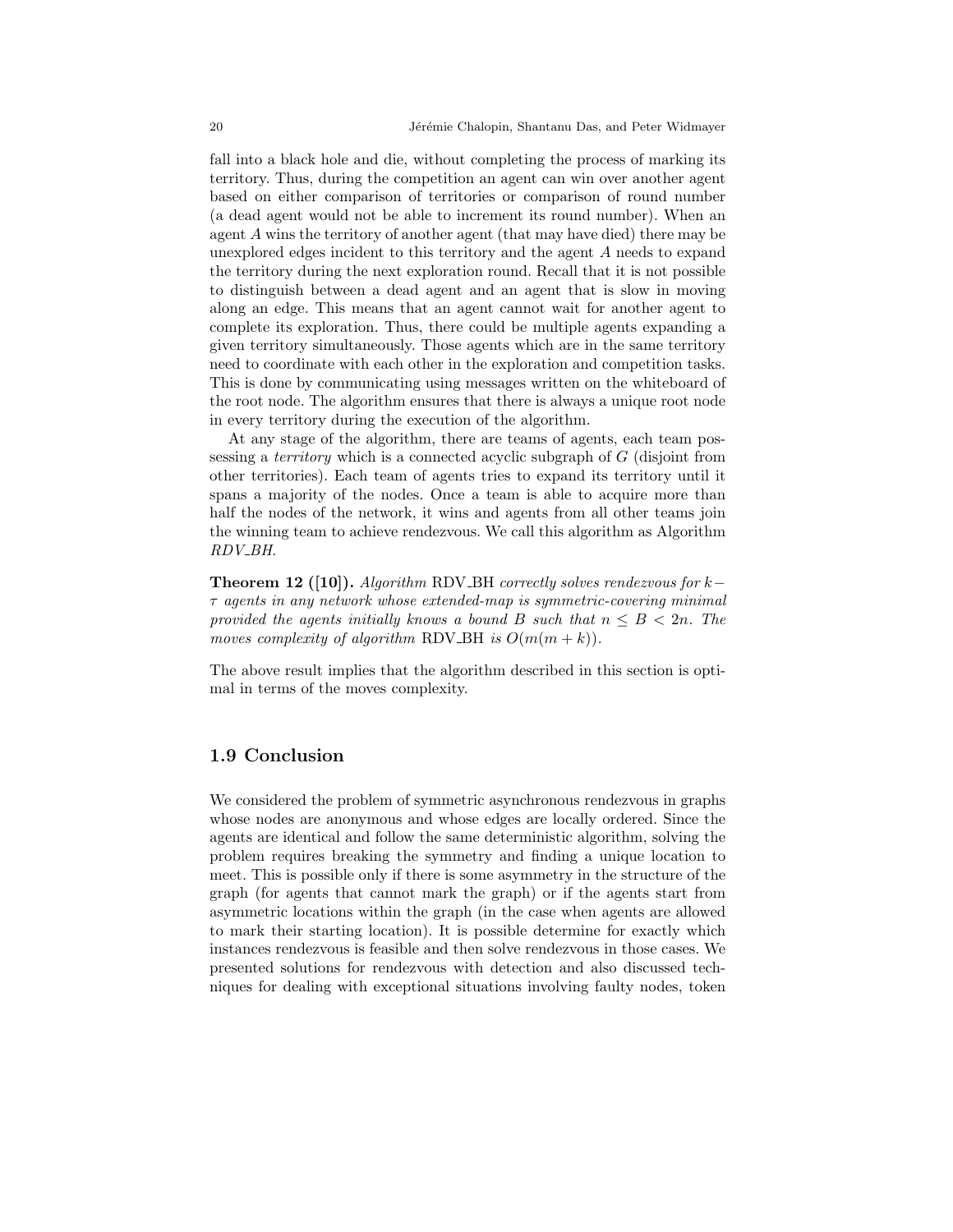fall into a black hole and die, without completing the process of marking its territory. Thus, during the competition an agent can win over another agent based on either comparison of territories or comparison of round number (a dead agent would not be able to increment its round number). When an agent $A$ wins the territory of another agent (that may have died) there may be unexplored edges incident to this territory and the agent $A$ needs to expand the territory during the next exploration round. Recall that it is not possible to distinguish between a dead agent and an agent that is slow in moving along an edge. This means that an agent cannot wait for another agent to complete its exploration. Thus, there could be multiple agents expanding a given territory simultaneously. Those agents which are in the same territory need to coordinate with each other in the exploration and competition tasks. This is done by communicating using messages written on the whiteboard of the root node. The algorithm ensures that there is always a unique root node in every territory during the execution of the algorithm.

At any stage of the algorithm, there are teams of agents, each team possessing a *territory* which is a connected acyclic subgraph of $G$ (disjoint from other territories). Each team of agents tries to expand its territory until it spans a majority of the nodes. Once a team is able to acquire more than half the nodes of the network, it wins and agents from all other teams join the winning team to achieve rendezvous. We call this algorithm as Algorithm *RDV_BH*.

**Theorem 12 ([10]).** *Algorithm* RDV_BH *correctly solves rendezvous for* $k-\tau$ *agents in any network whose extended-map is symmetric-covering minimal provided the agents initially knows a bound* $B$ *such that* $n \leq B < 2n$*. The moves complexity of algorithm* RDV_BH *is* $O(m(m+k))$.

The above result implies that the algorithm described in this section is optimal in terms of the moves complexity.

## 1.9 Conclusion

We considered the problem of symmetric asynchronous rendezvous in graphs whose nodes are anonymous and whose edges are locally ordered. Since the agents are identical and follow the same deterministic algorithm, solving the problem requires breaking the symmetry and finding a unique location to meet. This is possible only if there is some asymmetry in the structure of the graph (for agents that cannot mark the graph) or if the agents start from asymmetric locations within the graph (in the case when agents are allowed to mark their starting location). It is possible determine for exactly which instances rendezvous is feasible and then solve rendezvous in those cases. We presented solutions for rendezvous with detection and also discussed techniques for dealing with exceptional situations involving faulty nodes, token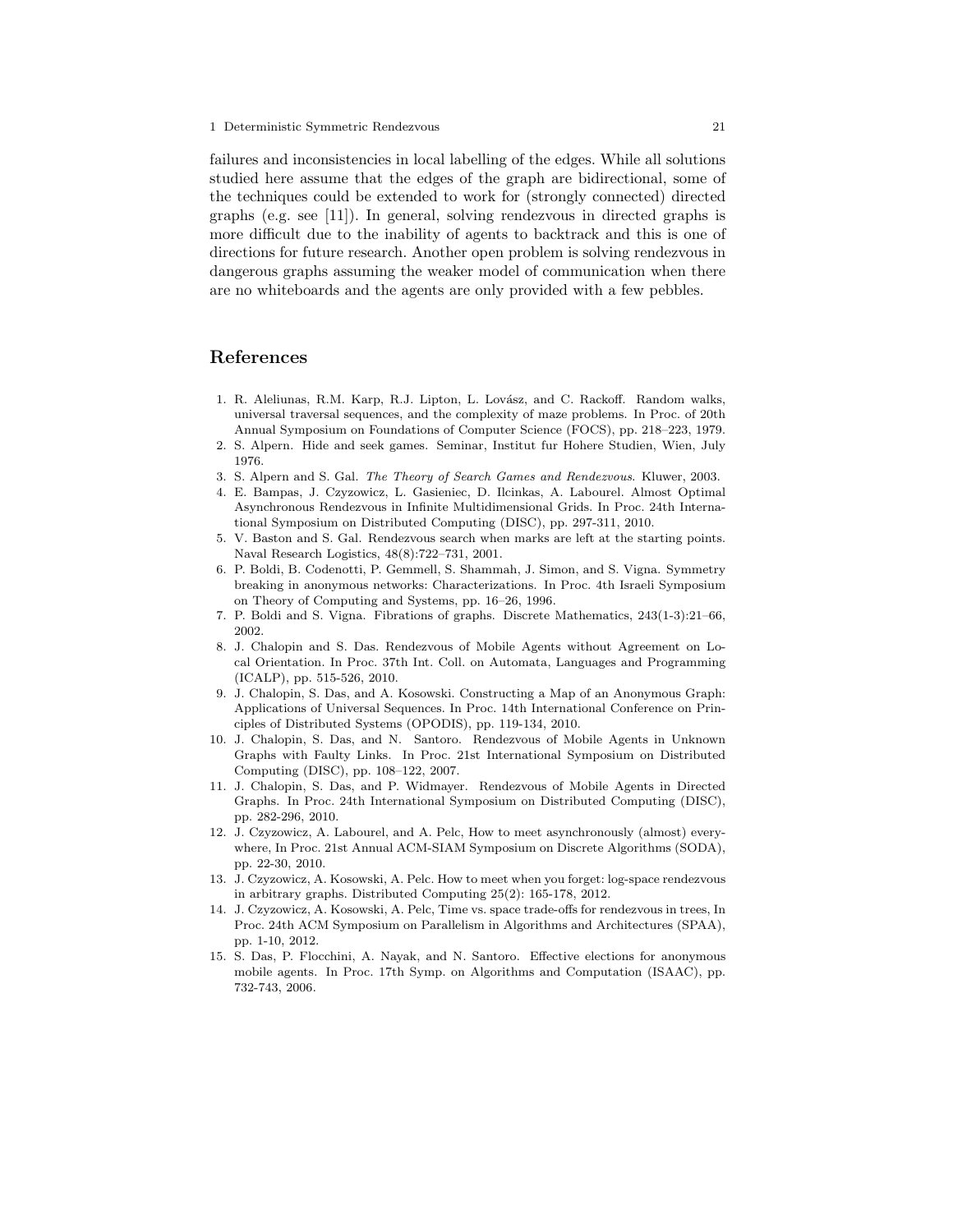failures and inconsistencies in local labelling of the edges. While all solutions studied here assume that the edges of the graph are bidirectional, some of the techniques could be extended to work for (strongly connected) directed graphs (e.g. see [11]). In general, solving rendezvous in directed graphs is more difficult due to the inability of agents to backtrack and this is one of directions for future research. Another open problem is solving rendezvous in dangerous graphs assuming the weaker model of communication when there are no whiteboards and the agents are only provided with a few pebbles.

## References

1. R. Aleliunas, R.M. Karp, R.J. Lipton, L. Lovász, and C. Rackoff. Random walks, universal traversal sequences, and the complexity of maze problems. In Proc. of 20th Annual Symposium on Foundations of Computer Science (FOCS), pp. 218–223, 1979.
2. S. Alpern. Hide and seek games. Seminar, Institut fur Hohere Studien, Wien, July 1976.
3. S. Alpern and S. Gal. *The Theory of Search Games and Rendezvous.* Kluwer, 2003.
4. E. Bampas, J. Czyzowicz, L. Gasieniec, D. Ilcinkas, A. Labourel. Almost Optimal Asynchronous Rendezvous in Infinite Multidimensional Grids. In Proc. 24th International Symposium on Distributed Computing (DISC), pp. 297-311, 2010.
5. V. Baston and S. Gal. Rendezvous search when marks are left at the starting points. Naval Research Logistics, 48(8):722–731, 2001.
6. P. Boldi, B. Codenotti, P. Gemmell, S. Shammah, J. Simon, and S. Vigna. Symmetry breaking in anonymous networks: Characterizations. In Proc. 4th Israeli Symposium on Theory of Computing and Systems, pp. 16–26, 1996.
7. P. Boldi and S. Vigna. Fibrations of graphs. Discrete Mathematics, 243(1-3):21–66, 2002.
8. J. Chalopin and S. Das. Rendezvous of Mobile Agents without Agreement on Local Orientation. In Proc. 37th Int. Coll. on Automata, Languages and Programming (ICALP), pp. 515-526, 2010.
9. J. Chalopin, S. Das, and A. Kosowski. Constructing a Map of an Anonymous Graph: Applications of Universal Sequences. In Proc. 14th International Conference on Principles of Distributed Systems (OPODIS), pp. 119-134, 2010.
10. J. Chalopin, S. Das, and N. Santoro. Rendezvous of Mobile Agents in Unknown Graphs with Faulty Links. In Proc. 21st International Symposium on Distributed Computing (DISC), pp. 108–122, 2007.
11. J. Chalopin, S. Das, and P. Widmayer. Rendezvous of Mobile Agents in Directed Graphs. In Proc. 24th International Symposium on Distributed Computing (DISC), pp. 282-296, 2010.
12. J. Czyzowicz, A. Labourel, and A. Pelc, How to meet asynchronously (almost) everywhere, In Proc. 21st Annual ACM-SIAM Symposium on Discrete Algorithms (SODA), pp. 22-30, 2010.
13. J. Czyzowicz, A. Kosowski, A. Pelc. How to meet when you forget: log-space rendezvous in arbitrary graphs. Distributed Computing 25(2): 165-178, 2012.
14. J. Czyzowicz, A. Kosowski, A. Pelc, Time vs. space trade-offs for rendezvous in trees, In Proc. 24th ACM Symposium on Parallelism in Algorithms and Architectures (SPAA), pp. 1-10, 2012.
15. S. Das, P. Flocchini, A. Nayak, and N. Santoro. Effective elections for anonymous mobile agents. In Proc. 17th Symp. on Algorithms and Computation (ISAAC), pp. 732-743, 2006.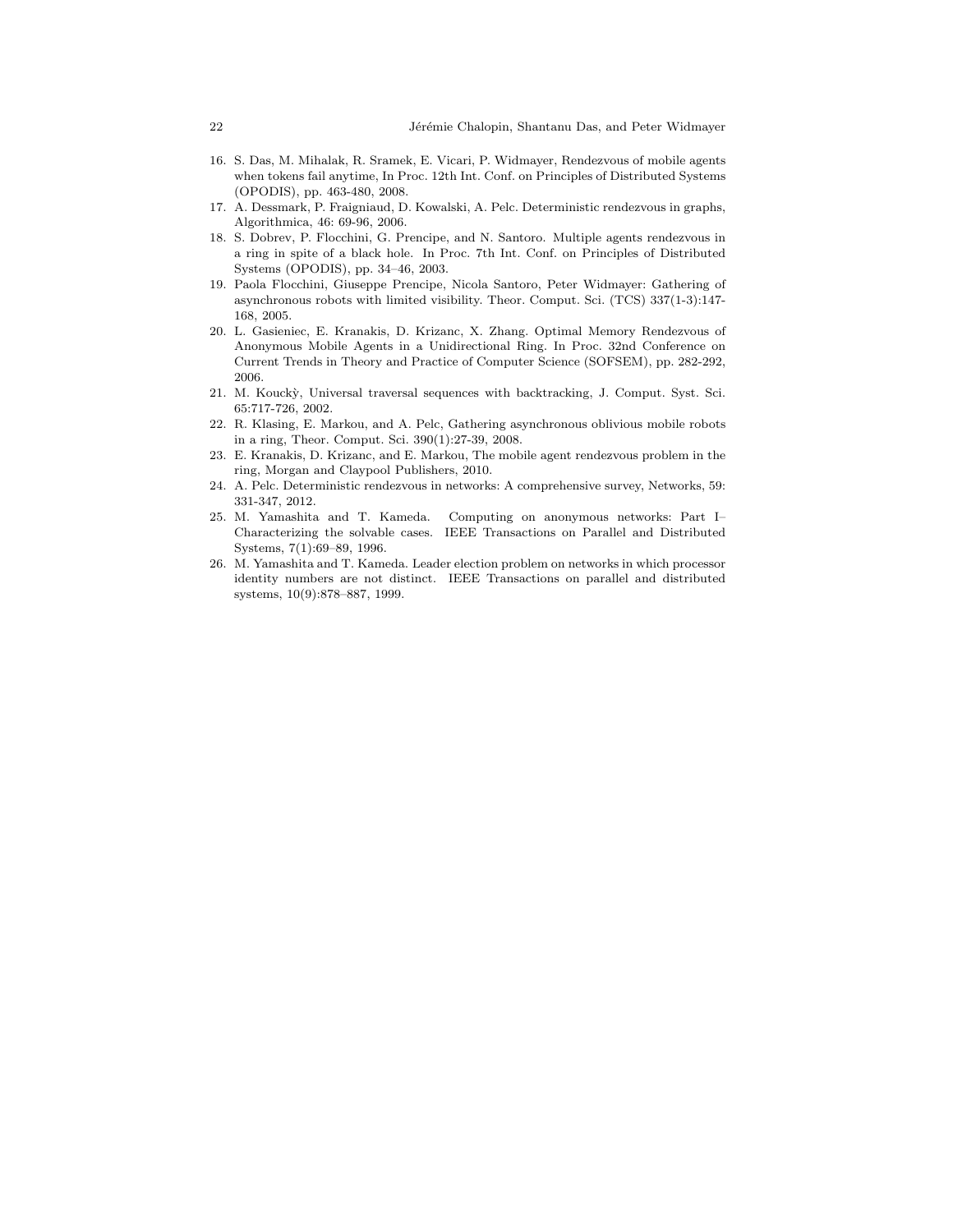16. S. Das, M. Mihalak, R. Sramek, E. Vicari, P. Widmayer, Rendezvous of mobile agents when tokens fail anytime, In Proc. 12th Int. Conf. on Principles of Distributed Systems (OPODIS), pp. 463-480, 2008.
17. A. Dessmark, P. Fraigniaud, D. Kowalski, A. Pelc. Deterministic rendezvous in graphs, Algorithmica, 46: 69-96, 2006.
18. S. Dobrev, P. Flocchini, G. Prencipe, and N. Santoro. Multiple agents rendezvous in a ring in spite of a black hole. In Proc. 7th Int. Conf. on Principles of Distributed Systems (OPODIS), pp. 34–46, 2003.
19. Paola Flocchini, Giuseppe Prencipe, Nicola Santoro, Peter Widmayer: Gathering of asynchronous robots with limited visibility. Theor. Comput. Sci. (TCS) 337(1-3):147-168, 2005.
20. L. Gasieniec, E. Kranakis, D. Krizanc, X. Zhang. Optimal Memory Rendezvous of Anonymous Mobile Agents in a Unidirectional Ring. In Proc. 32nd Conference on Current Trends in Theory and Practice of Computer Science (SOFSEM), pp. 282-292, 2006.
21. M. Kouckỳ, Universal traversal sequences with backtracking, J. Comput. Syst. Sci. 65:717-726, 2002.
22. R. Klasing, E. Markou, and A. Pelc, Gathering asynchronous oblivious mobile robots in a ring, Theor. Comput. Sci. 390(1):27-39, 2008.
23. E. Kranakis, D. Krizanc, and E. Markou, The mobile agent rendezvous problem in the ring, Morgan and Claypool Publishers, 2010.
24. A. Pelc. Deterministic rendezvous in networks: A comprehensive survey, Networks, 59: 331-347, 2012.
25. M. Yamashita and T. Kameda. Computing on anonymous networks: Part I– Characterizing the solvable cases. IEEE Transactions on Parallel and Distributed Systems, 7(1):69–89, 1996.
26. M. Yamashita and T. Kameda. Leader election problem on networks in which processor identity numbers are not distinct. IEEE Transactions on parallel and distributed systems, 10(9):878–887, 1999.